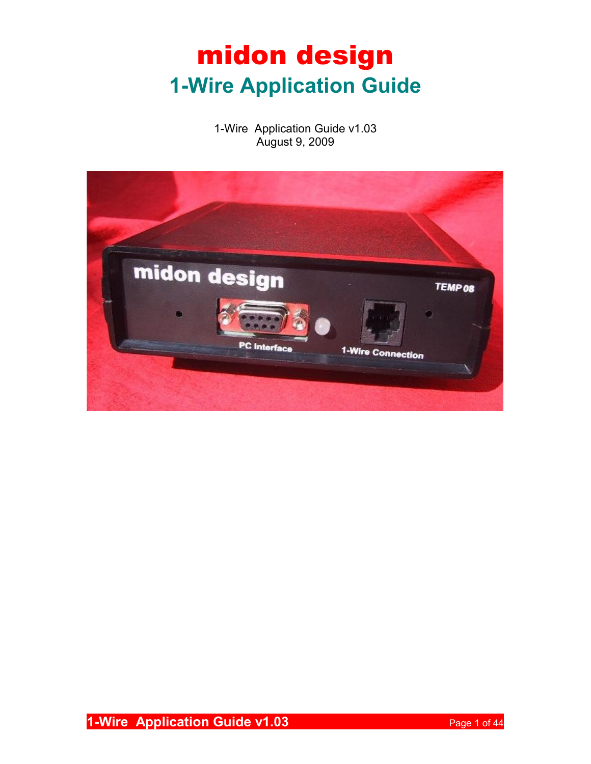# midon design

## 1-Wire Application Guide

1-Wire Application Guide v1.03
August 9, 2009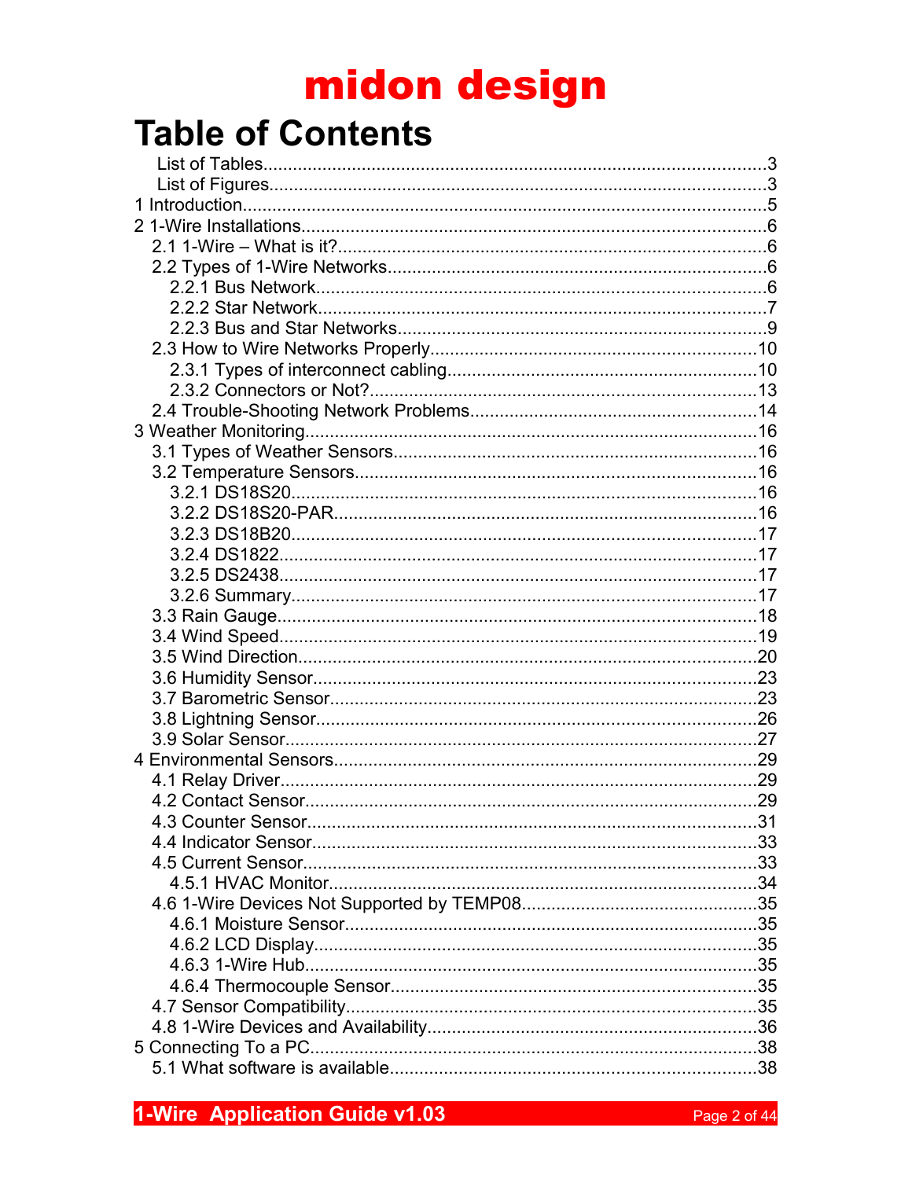**midon design**

# Table of Contents

- List of Tables....3
- List of Figures....3
- 1 Introduction....5
- 2 1-Wire Installations....6
  - 2.1 1-Wire – What is it?....6
  - 2.2 Types of 1-Wire Networks....6
    - 2.2.1 Bus Network....6
    - 2.2.2 Star Network....7
    - 2.2.3 Bus and Star Networks....9
  - 2.3 How to Wire Networks Properly....10
    - 2.3.1 Types of interconnect cabling....10
    - 2.3.2 Connectors or Not?....13
  - 2.4 Trouble-Shooting Network Problems....14
- 3 Weather Monitoring....16
  - 3.1 Types of Weather Sensors....16
  - 3.2 Temperature Sensors....16
    - 3.2.1 DS18S20....16
    - 3.2.2 DS18S20-PAR....16
    - 3.2.3 DS18B20....17
    - 3.2.4 DS1822....17
    - 3.2.5 DS2438....17
    - 3.2.6 Summary....17
  - 3.3 Rain Gauge....18
  - 3.4 Wind Speed....19
  - 3.5 Wind Direction....20
  - 3.6 Humidity Sensor....23
  - 3.7 Barometric Sensor....23
  - 3.8 Lightning Sensor....26
  - 3.9 Solar Sensor....27
- 4 Environmental Sensors....29
  - 4.1 Relay Driver....29
  - 4.2 Contact Sensor....29
  - 4.3 Counter Sensor....31
  - 4.4 Indicator Sensor....33
  - 4.5 Current Sensor....33
    - 4.5.1 HVAC Monitor....34
  - 4.6 1-Wire Devices Not Supported by TEMP08....35
    - 4.6.1 Moisture Sensor....35
    - 4.6.2 LCD Display....35
    - 4.6.3 1-Wire Hub....35
    - 4.6.4 Thermocouple Sensor....35
  - 4.7 Sensor Compatibility....35
  - 4.8 1-Wire Devices and Availability....36
- 5 Connecting To a PC....38
  - 5.1 What software is available....38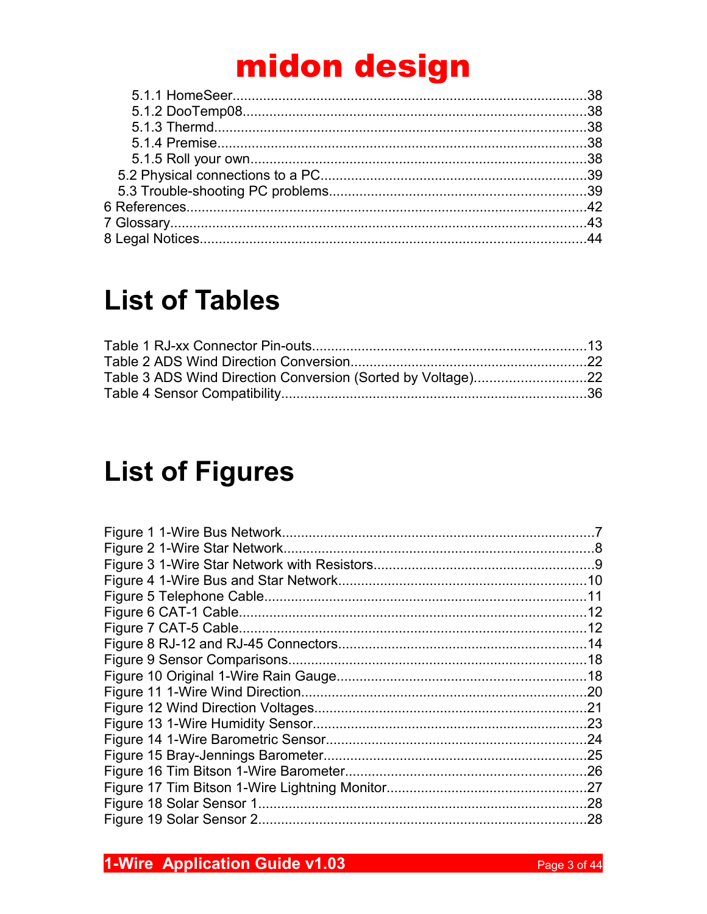5.1.1 HomeSeer....................................................................................38
5.1.2 DooTemp08................................................................................38
5.1.3 Thermd........................................................................................38
5.1.4 Premise.......................................................................................38
5.1.5 Roll your own...............................................................................38
5.2 Physical connections to a PC.......................................................39
5.3 Trouble-shooting PC problems.......................................................39
6 References..........................................................................................42
7 Glossary...............................................................................................43
8 Legal Notices.......................................................................................44

# List of Tables

Table 1 RJ-xx Connector Pin-outs.........................................................13
Table 2 ADS Wind Direction Conversion...............................................22
Table 3 ADS Wind Direction Conversion (Sorted by Voltage)...............22
Table 4 Sensor Compatibility.................................................................36

# List of Figures

Figure 1 1-Wire Bus Network....................................................................7
Figure 2 1-Wire Star Network....................................................................8
Figure 3 1-Wire Star Network with Resistors............................................9
Figure 4 1-Wire Bus and Star Network....................................................10
Figure 5 Telephone Cable........................................................................11
Figure 6 CAT-1 Cable...............................................................................12
Figure 7 CAT-5 Cable...............................................................................12
Figure 8 RJ-12 and RJ-45 Connectors.....................................................14
Figure 9 Sensor Comparisons..................................................................18
Figure 10 Original 1-Wire Rain Gauge.....................................................18
Figure 11 1-Wire Wind Direction.............................................................20
Figure 12 Wind Direction Voltages..........................................................21
Figure 13 1-Wire Humidity Sensor...........................................................23
Figure 14 1-Wire Barometric Sensor........................................................24
Figure 15 Bray-Jennings Barometer.........................................................25
Figure 16 Tim Bitson 1-Wire Barometer...................................................26
Figure 17 Tim Bitson 1-Wire Lightning Monitor........................................27
Figure 18 Solar Sensor 1..........................................................................28
Figure 19 Solar Sensor 2..........................................................................28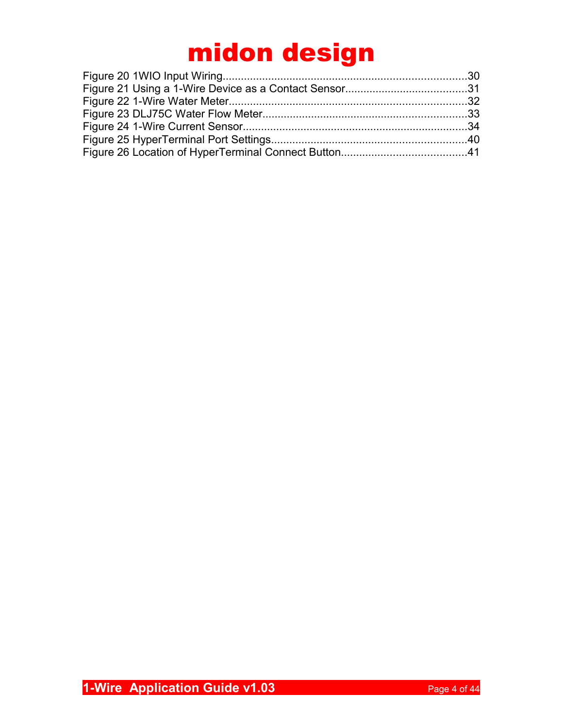Figure 20 1WIO Input Wiring................................................................................30
Figure 21 Using a 1-Wire Device as a Contact Sensor.......................................31
Figure 22 1-Wire Water Meter.............................................................................32
Figure 23 DLJ75C Water Flow Meter..................................................................33
Figure 24 1-Wire Current Sensor.........................................................................34
Figure 25 HyperTerminal Port Settings................................................................40
Figure 26 Location of HyperTerminal Connect Button........................................41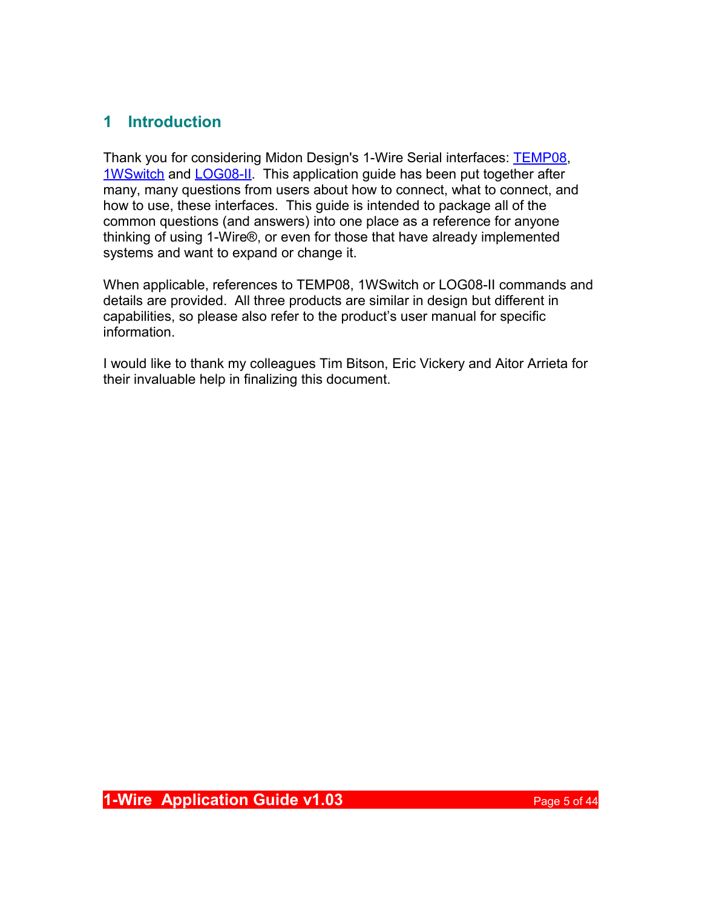# 1 Introduction

Thank you for considering Midon Design's 1-Wire Serial interfaces: TEMP08, 1WSwitch and LOG08-II. This application guide has been put together after many, many questions from users about how to connect, what to connect, and how to use, these interfaces. This guide is intended to package all of the common questions (and answers) into one place as a reference for anyone thinking of using 1-Wire®, or even for those that have already implemented systems and want to expand or change it.

When applicable, references to TEMP08, 1WSwitch or LOG08-II commands and details are provided. All three products are similar in design but different in capabilities, so please also refer to the product's user manual for specific information.

I would like to thank my colleagues Tim Bitson, Eric Vickery and Aitor Arrieta for their invaluable help in finalizing this document.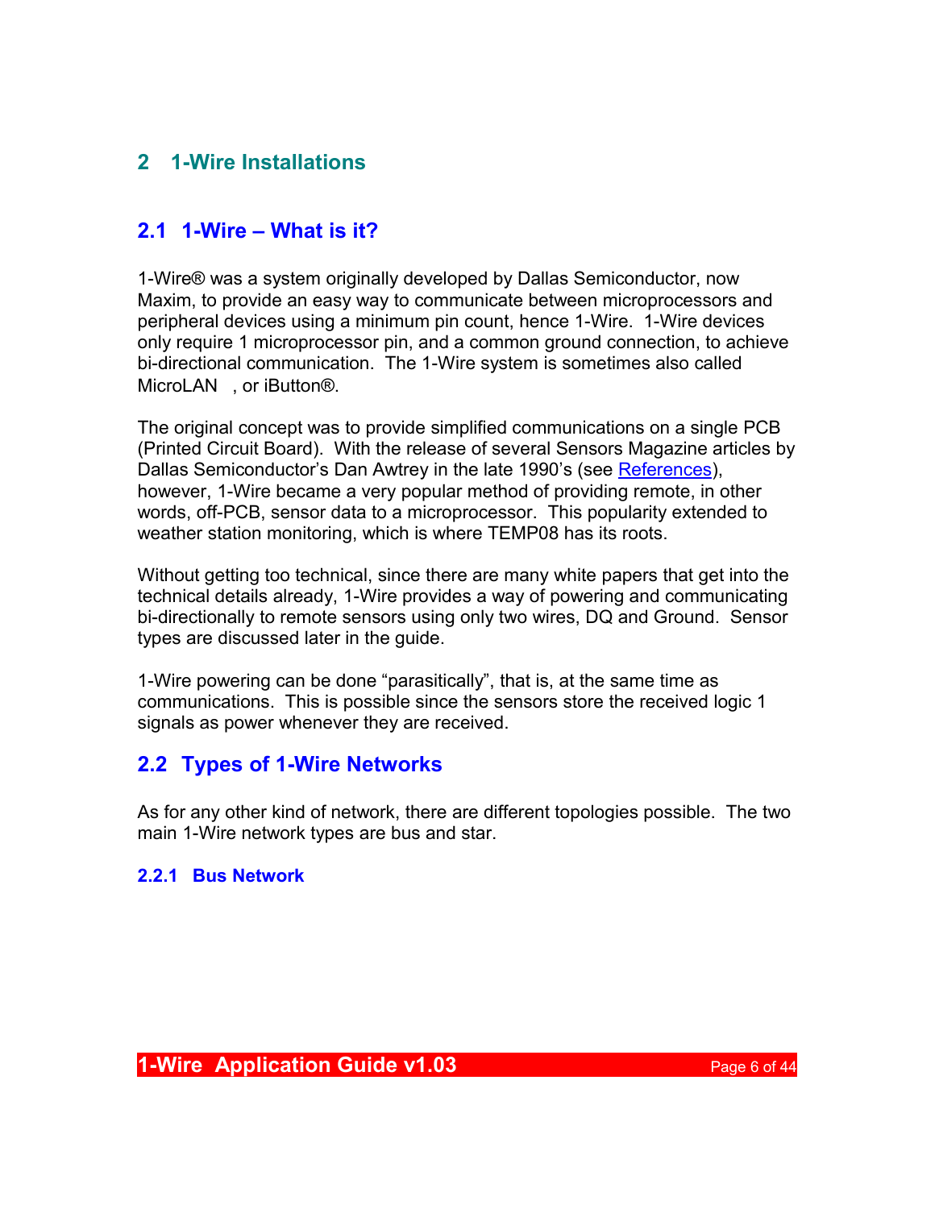# 2 1-Wire Installations

## 2.1 1-Wire – What is it?

1-Wire® was a system originally developed by Dallas Semiconductor, now Maxim, to provide an easy way to communicate between microprocessors and peripheral devices using a minimum pin count, hence 1-Wire. 1-Wire devices only require 1 microprocessor pin, and a common ground connection, to achieve bi-directional communication. The 1-Wire system is sometimes also called MicroLAN , or iButton®.

The original concept was to provide simplified communications on a single PCB (Printed Circuit Board). With the release of several Sensors Magazine articles by Dallas Semiconductor's Dan Awtrey in the late 1990's (see References), however, 1-Wire became a very popular method of providing remote, in other words, off-PCB, sensor data to a microprocessor. This popularity extended to weather station monitoring, which is where TEMP08 has its roots.

Without getting too technical, since there are many white papers that get into the technical details already, 1-Wire provides a way of powering and communicating bi-directionally to remote sensors using only two wires, DQ and Ground. Sensor types are discussed later in the guide.

1-Wire powering can be done "parasitically", that is, at the same time as communications. This is possible since the sensors store the received logic 1 signals as power whenever they are received.

## 2.2 Types of 1-Wire Networks

As for any other kind of network, there are different topologies possible. The two main 1-Wire network types are bus and star.

### 2.2.1 Bus Network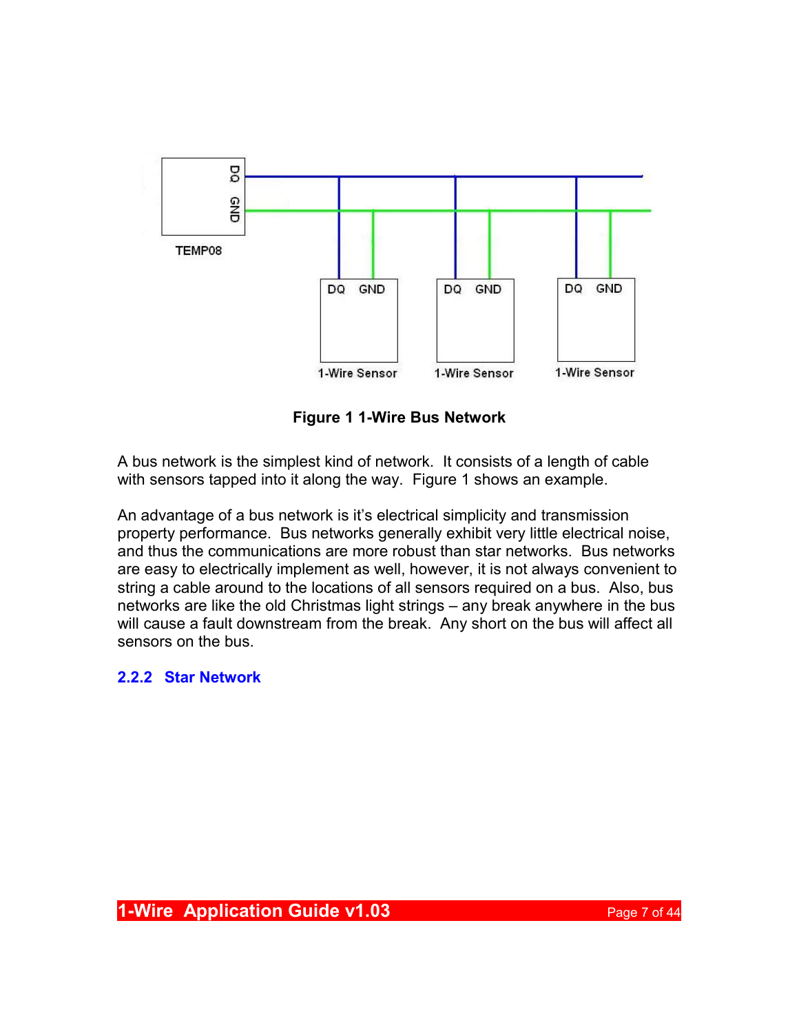**Figure 1 1-Wire Bus Network**

A bus network is the simplest kind of network. It consists of a length of cable with sensors tapped into it along the way. Figure 1 shows an example.

An advantage of a bus network is it's electrical simplicity and transmission property performance. Bus networks generally exhibit very little electrical noise, and thus the communications are more robust than star networks. Bus networks are easy to electrically implement as well, however, it is not always convenient to string a cable around to the locations of all sensors required on a bus. Also, bus networks are like the old Christmas light strings – any break anywhere in the bus will cause a fault downstream from the break. Any short on the bus will affect all sensors on the bus.

### 2.2.2 Star Network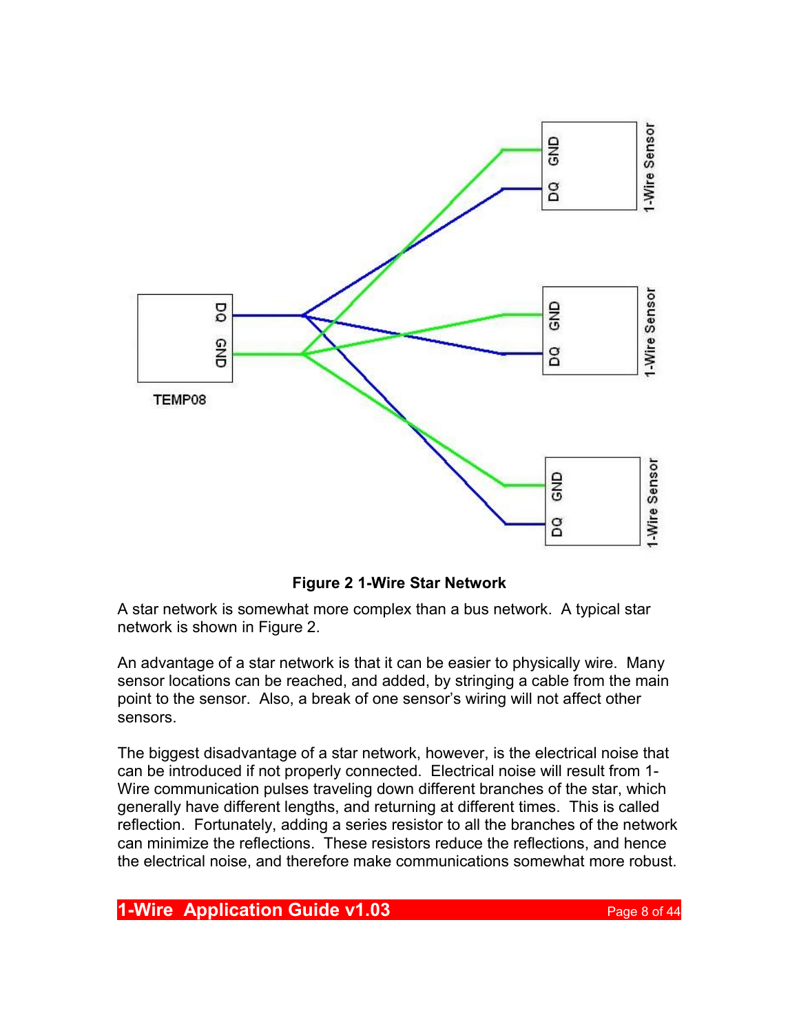**Figure 2 1-Wire Star Network**

A star network is somewhat more complex than a bus network. A typical star network is shown in Figure 2.

An advantage of a star network is that it can be easier to physically wire. Many sensor locations can be reached, and added, by stringing a cable from the main point to the sensor. Also, a break of one sensor's wiring will not affect other sensors.

The biggest disadvantage of a star network, however, is the electrical noise that can be introduced if not properly connected. Electrical noise will result from 1-Wire communication pulses traveling down different branches of the star, which generally have different lengths, and returning at different times. This is called reflection. Fortunately, adding a series resistor to all the branches of the network can minimize the reflections. These resistors reduce the reflections, and hence the electrical noise, and therefore make communications somewhat more robust.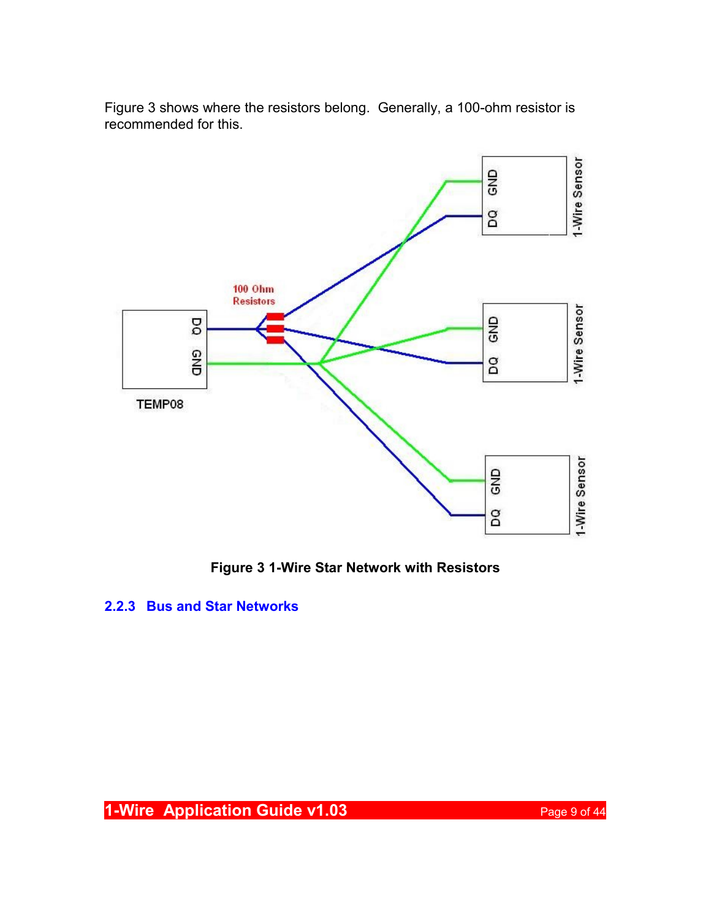Figure 3 shows where the resistors belong. Generally, a 100-ohm resistor is recommended for this.

**Figure 3 1-Wire Star Network with Resistors**

### 2.2.3 Bus and Star Networks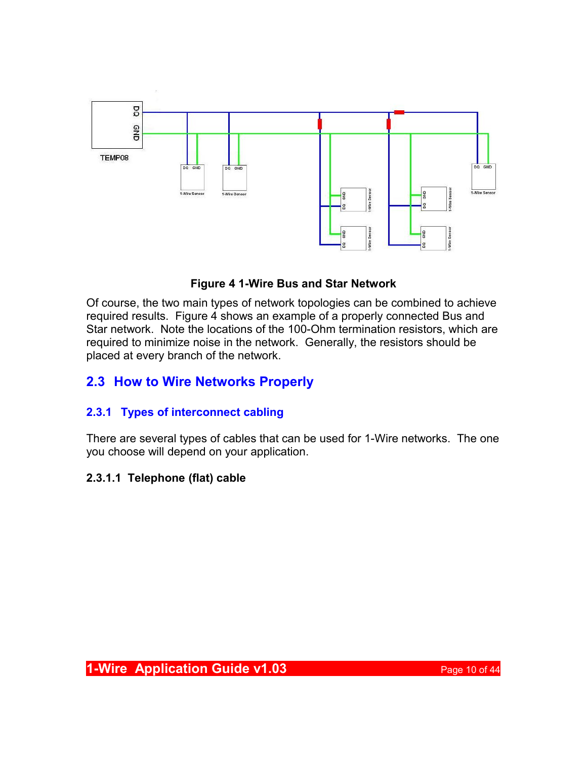**Figure 4 1-Wire Bus and Star Network**

Of course, the two main types of network topologies can be combined to achieve required results. Figure 4 shows an example of a properly connected Bus and Star network. Note the locations of the 100-Ohm termination resistors, which are required to minimize noise in the network. Generally, the resistors should be placed at every branch of the network.

## 2.3 How to Wire Networks Properly

### 2.3.1 Types of interconnect cabling

There are several types of cables that can be used for 1-Wire networks. The one you choose will depend on your application.

#### 2.3.1.1 Telephone (flat) cable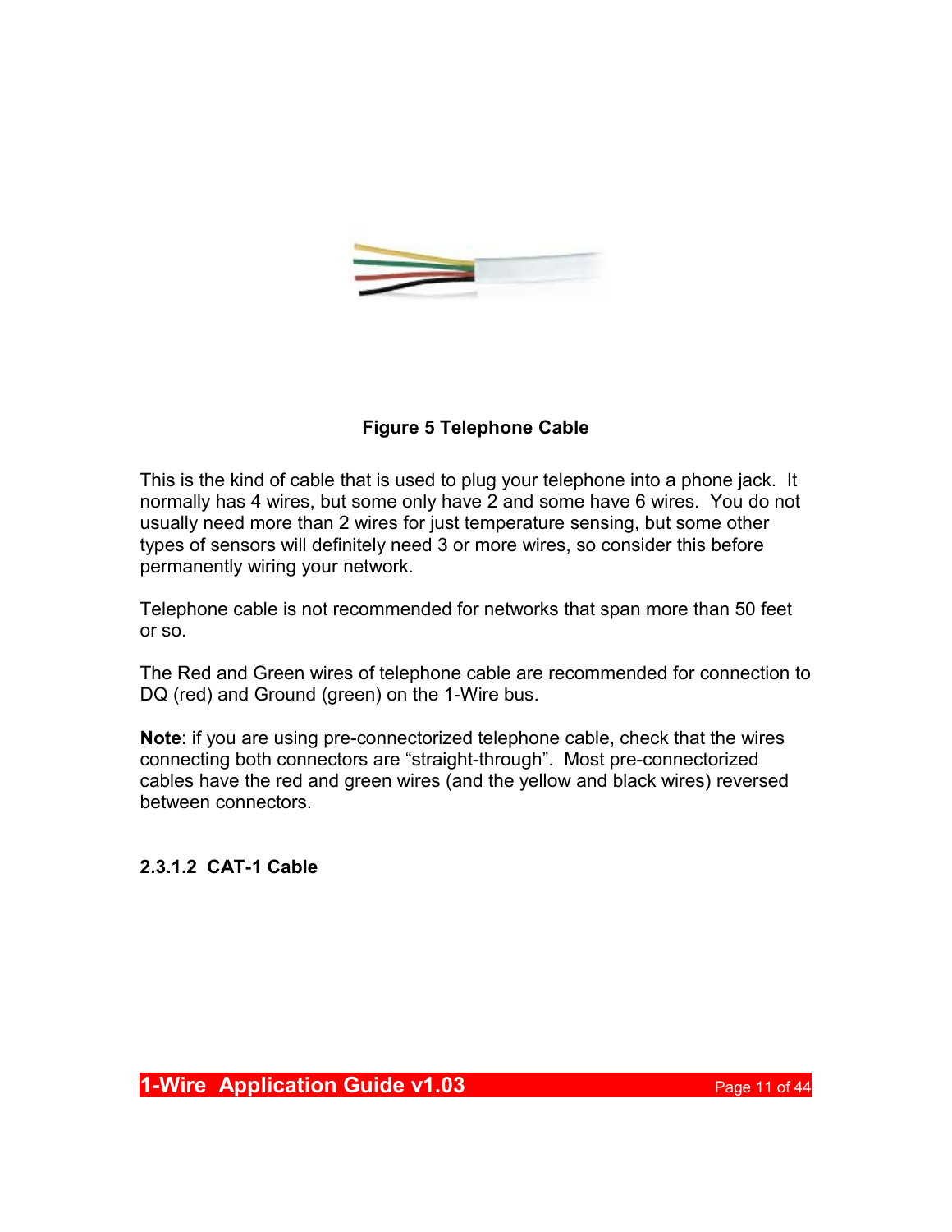**Figure 5 Telephone Cable**

This is the kind of cable that is used to plug your telephone into a phone jack. It normally has 4 wires, but some only have 2 and some have 6 wires. You do not usually need more than 2 wires for just temperature sensing, but some other types of sensors will definitely need 3 or more wires, so consider this before permanently wiring your network.

Telephone cable is not recommended for networks that span more than 50 feet or so.

The Red and Green wires of telephone cable are recommended for connection to DQ (red) and Ground (green) on the 1-Wire bus.

**Note**: if you are using pre-connectorized telephone cable, check that the wires connecting both connectors are “straight-through”. Most pre-connectorized cables have the red and green wires (and the yellow and black wires) reversed between connectors.

#### 2.3.1.2 CAT-1 Cable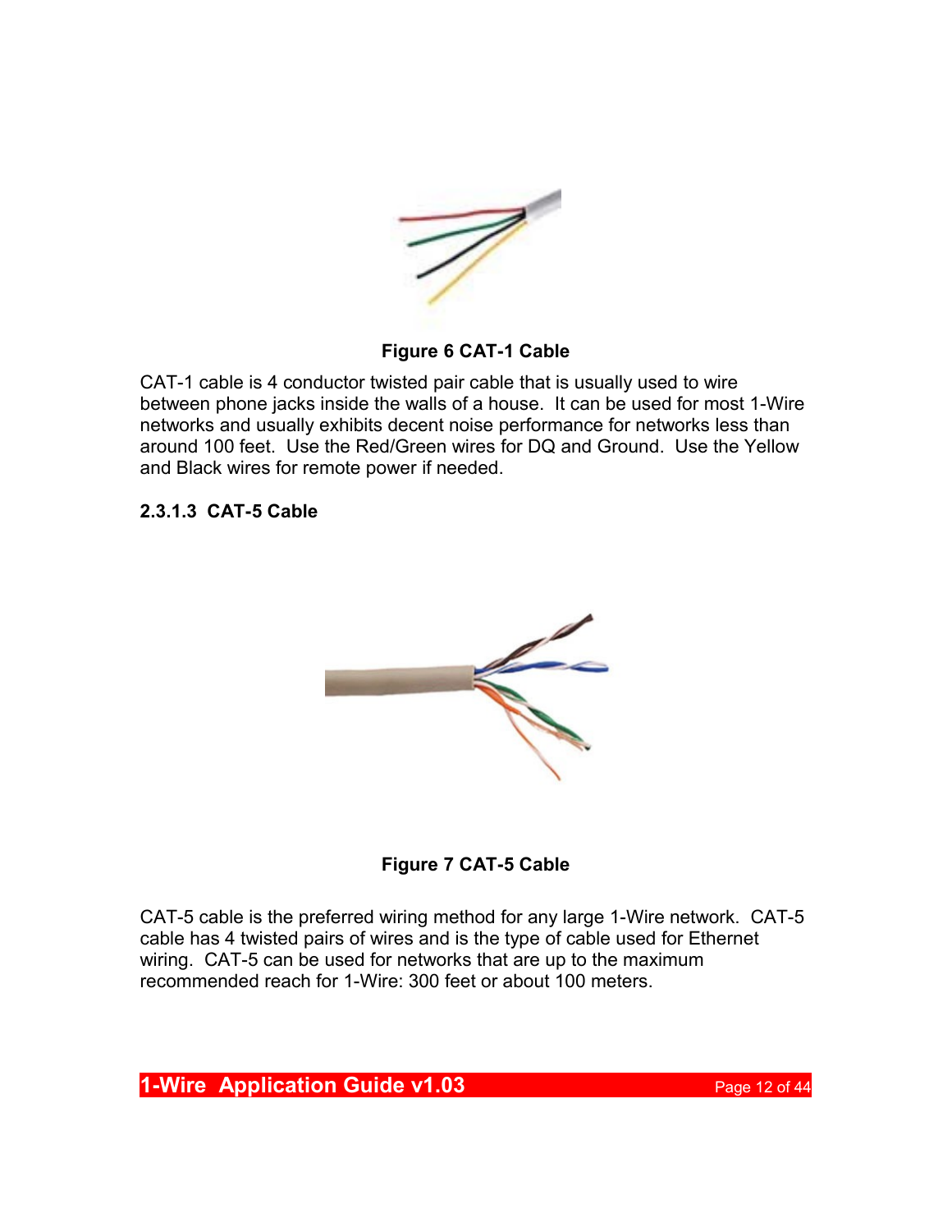**Figure 6 CAT-1 Cable**

CAT-1 cable is 4 conductor twisted pair cable that is usually used to wire between phone jacks inside the walls of a house. It can be used for most 1-Wire networks and usually exhibits decent noise performance for networks less than around 100 feet. Use the Red/Green wires for DQ and Ground. Use the Yellow and Black wires for remote power if needed.

#### 2.3.1.3 CAT-5 Cable

**Figure 7 CAT-5 Cable**

CAT-5 cable is the preferred wiring method for any large 1-Wire network. CAT-5 cable has 4 twisted pairs of wires and is the type of cable used for Ethernet wiring. CAT-5 can be used for networks that are up to the maximum recommended reach for 1-Wire: 300 feet or about 100 meters.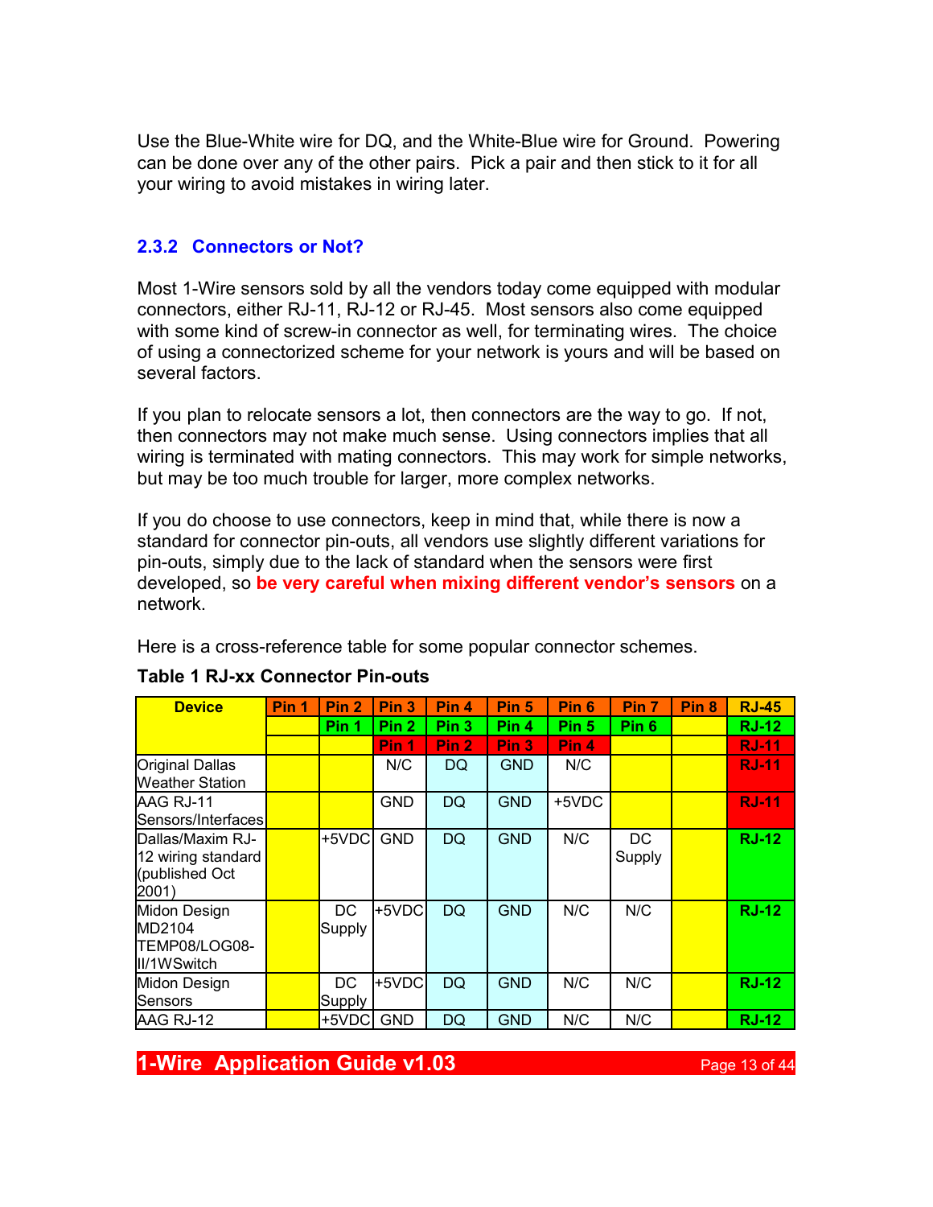Use the Blue-White wire for DQ, and the White-Blue wire for Ground. Powering can be done over any of the other pairs. Pick a pair and then stick to it for all your wiring to avoid mistakes in wiring later.

### 2.3.2 Connectors or Not?

Most 1-Wire sensors sold by all the vendors today come equipped with modular connectors, either RJ-11, RJ-12 or RJ-45. Most sensors also come equipped with some kind of screw-in connector as well, for terminating wires. The choice of using a connectorized scheme for your network is yours and will be based on several factors.

If you plan to relocate sensors a lot, then connectors are the way to go. If not, then connectors may not make much sense. Using connectors implies that all wiring is terminated with mating connectors. This may work for simple networks, but may be too much trouble for larger, more complex networks.

If you do choose to use connectors, keep in mind that, while there is now a standard for connector pin-outs, all vendors use slightly different variations for pin-outs, simply due to the lack of standard when the sensors were first developed, so **be very careful when mixing different vendor's sensors** on a network.

Here is a cross-reference table for some popular connector schemes.

**Table 1 RJ-xx Connector Pin-outs**

| Device | Pin 1 | Pin 2 | Pin 3 | Pin 4 | Pin 5 | Pin 6 | Pin 7 | Pin 8 | RJ-45 |
|---|---|---|---|---|---|---|---|---|---|
| | | Pin 1 | Pin 2 | Pin 3 | Pin 4 | Pin 5 | Pin 6 | | RJ-12 |
| | | | Pin 1 | Pin 2 | Pin 3 | Pin 4 | | | RJ-11 |
| Original Dallas Weather Station | | | N/C | DQ | GND | N/C | | | RJ-11 |
| AAG RJ-11 Sensors/Interfaces | | | GND | DQ | GND | +5VDC | | | RJ-11 |
| Dallas/Maxim RJ-12 wiring standard (published Oct 2001) | | +5VDC | GND | DQ | GND | N/C | DC Supply | | RJ-12 |
| Midon Design MD2104 TEMP08/LOG08-II/1WSwitch | | DC Supply | +5VDC | DQ | GND | N/C | N/C | | RJ-12 |
| Midon Design Sensors | | DC Supply | +5VDC | DQ | GND | N/C | N/C | | RJ-12 |
| AAG RJ-12 | | +5VDC | GND | DQ | GND | N/C | N/C | | RJ-12 |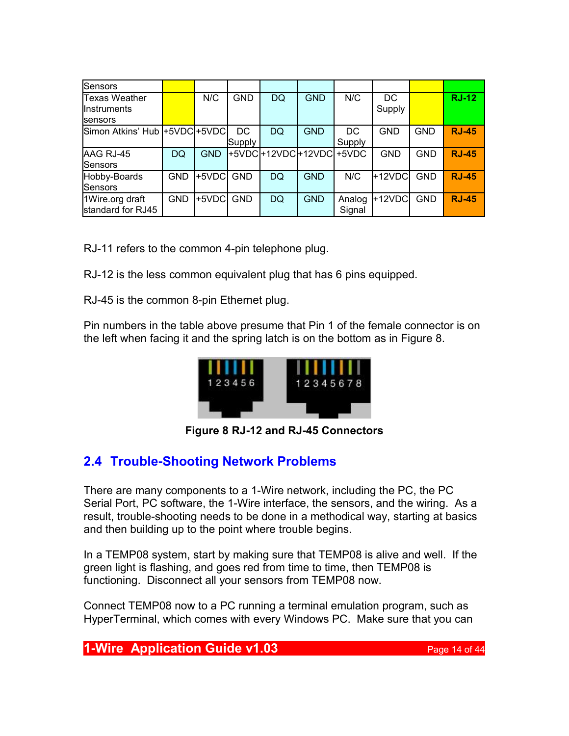| Sensors | | | | | | | | | |
|---|---|---|---|---|---|---|---|---|---|
| Texas Weather Instruments sensors | | N/C | GND | DQ | GND | N/C | DC Supply | | **RJ-12** |
| Simon Atkins' Hub | +5VDC | +5VDC | DC Supply | DQ | GND | DC Supply | GND | GND | **RJ-45** |
| AAG RJ-45 Sensors | DQ | GND | +5VDC | +12VDC | +12VDC | +5VDC | GND | GND | **RJ-45** |
| Hobby-Boards Sensors | GND | +5VDC | GND | DQ | GND | N/C | +12VDC | GND | **RJ-45** |
| 1Wire.org draft standard for RJ45 | GND | +5VDC | GND | DQ | GND | Analog Signal | +12VDC | GND | **RJ-45** |

RJ-11 refers to the common 4-pin telephone plug.

RJ-12 is the less common equivalent plug that has 6 pins equipped.

RJ-45 is the common 8-pin Ethernet plug.

Pin numbers in the table above presume that Pin 1 of the female connector is on the left when facing it and the spring latch is on the bottom as in Figure 8.

**Figure 8 RJ-12 and RJ-45 Connectors**

## 2.4 Trouble-Shooting Network Problems

There are many components to a 1-Wire network, including the PC, the PC Serial Port, PC software, the 1-Wire interface, the sensors, and the wiring. As a result, trouble-shooting needs to be done in a methodical way, starting at basics and then building up to the point where trouble begins.

In a TEMP08 system, start by making sure that TEMP08 is alive and well. If the green light is flashing, and goes red from time to time, then TEMP08 is functioning. Disconnect all your sensors from TEMP08 now.

Connect TEMP08 now to a PC running a terminal emulation program, such as HyperTerminal, which comes with every Windows PC. Make sure that you can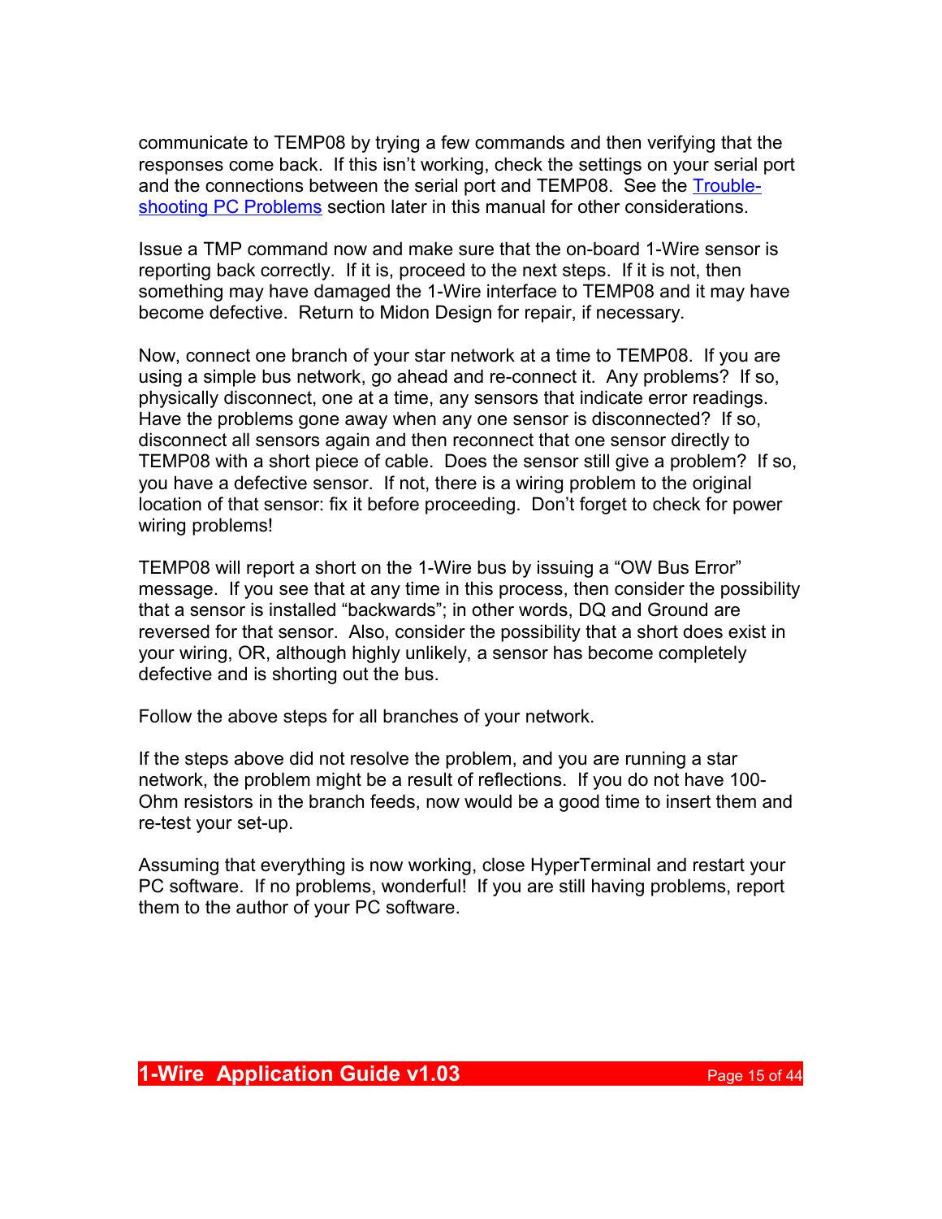communicate to TEMP08 by trying a few commands and then verifying that the responses come back. If this isn't working, check the settings on your serial port and the connections between the serial port and TEMP08. See the [Trouble-shooting PC Problems]() section later in this manual for other considerations.

Issue a TMP command now and make sure that the on-board 1-Wire sensor is reporting back correctly. If it is, proceed to the next steps. If it is not, then something may have damaged the 1-Wire interface to TEMP08 and it may have become defective. Return to Midon Design for repair, if necessary.

Now, connect one branch of your star network at a time to TEMP08. If you are using a simple bus network, go ahead and re-connect it. Any problems? If so, physically disconnect, one at a time, any sensors that indicate error readings. Have the problems gone away when any one sensor is disconnected? If so, disconnect all sensors again and then reconnect that one sensor directly to TEMP08 with a short piece of cable. Does the sensor still give a problem? If so, you have a defective sensor. If not, there is a wiring problem to the original location of that sensor: fix it before proceeding. Don't forget to check for power wiring problems!

TEMP08 will report a short on the 1-Wire bus by issuing a "OW Bus Error" message. If you see that at any time in this process, then consider the possibility that a sensor is installed "backwards"; in other words, DQ and Ground are reversed for that sensor. Also, consider the possibility that a short does exist in your wiring, OR, although highly unlikely, a sensor has become completely defective and is shorting out the bus.

Follow the above steps for all branches of your network.

If the steps above did not resolve the problem, and you are running a star network, the problem might be a result of reflections. If you do not have 100-Ohm resistors in the branch feeds, now would be a good time to insert them and re-test your set-up.

Assuming that everything is now working, close HyperTerminal and restart your PC software. If no problems, wonderful! If you are still having problems, report them to the author of your PC software.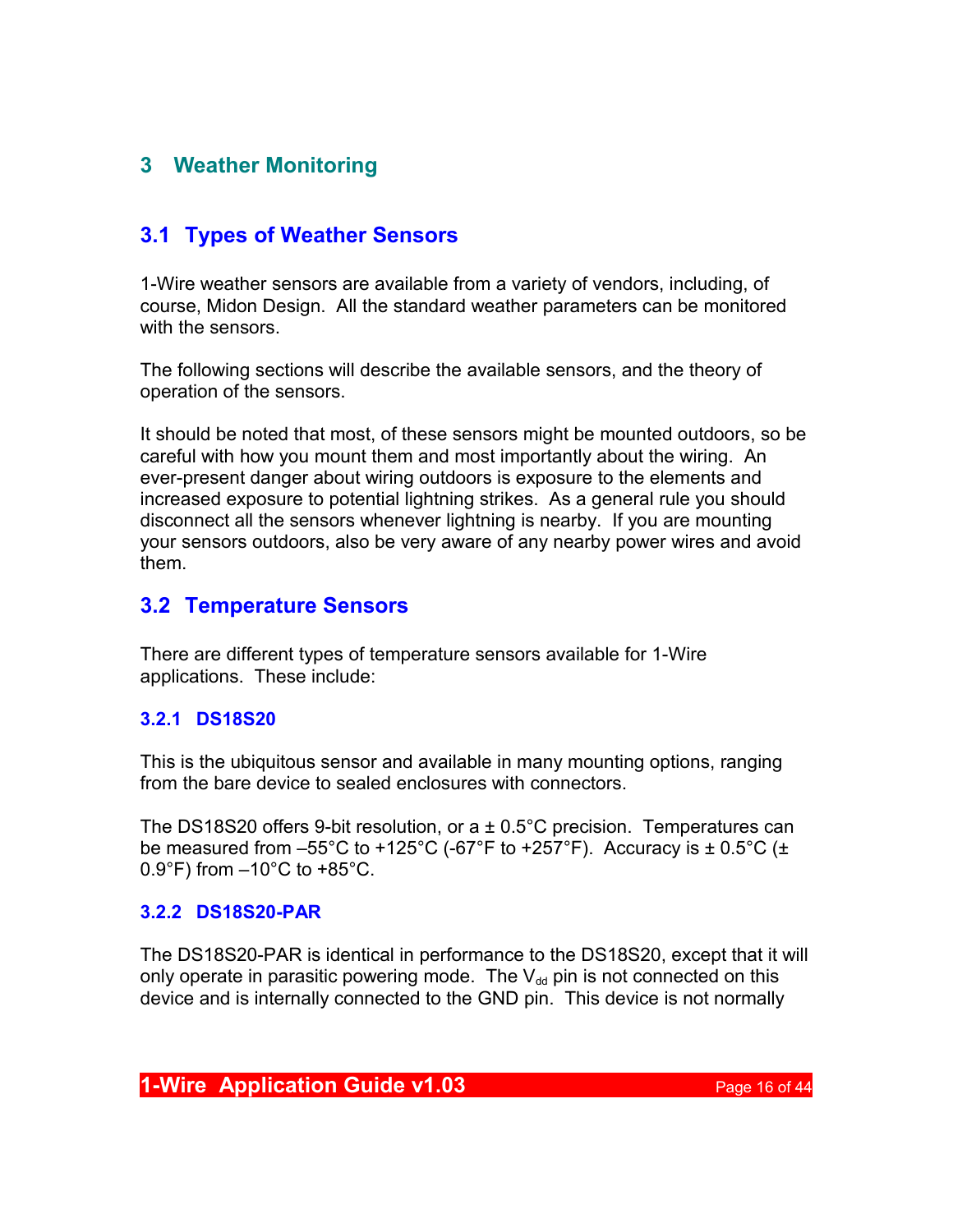# 3 Weather Monitoring

## 3.1 Types of Weather Sensors

1-Wire weather sensors are available from a variety of vendors, including, of course, Midon Design. All the standard weather parameters can be monitored with the sensors.

The following sections will describe the available sensors, and the theory of operation of the sensors.

It should be noted that most, of these sensors might be mounted outdoors, so be careful with how you mount them and most importantly about the wiring. An ever-present danger about wiring outdoors is exposure to the elements and increased exposure to potential lightning strikes. As a general rule you should disconnect all the sensors whenever lightning is nearby. If you are mounting your sensors outdoors, also be very aware of any nearby power wires and avoid them.

## 3.2 Temperature Sensors

There are different types of temperature sensors available for 1-Wire applications. These include:

### 3.2.1 DS18S20

This is the ubiquitous sensor and available in many mounting options, ranging from the bare device to sealed enclosures with connectors.

The DS18S20 offers 9-bit resolution, or a ± 0.5°C precision. Temperatures can be measured from –55°C to +125°C (-67°F to +257°F). Accuracy is ± 0.5°C (± 0.9°F) from –10°C to +85°C.

### 3.2.2 DS18S20-PAR

The DS18S20-PAR is identical in performance to the DS18S20, except that it will only operate in parasitic powering mode. The $V_{dd}$ pin is not connected on this device and is internally connected to the GND pin. This device is not normally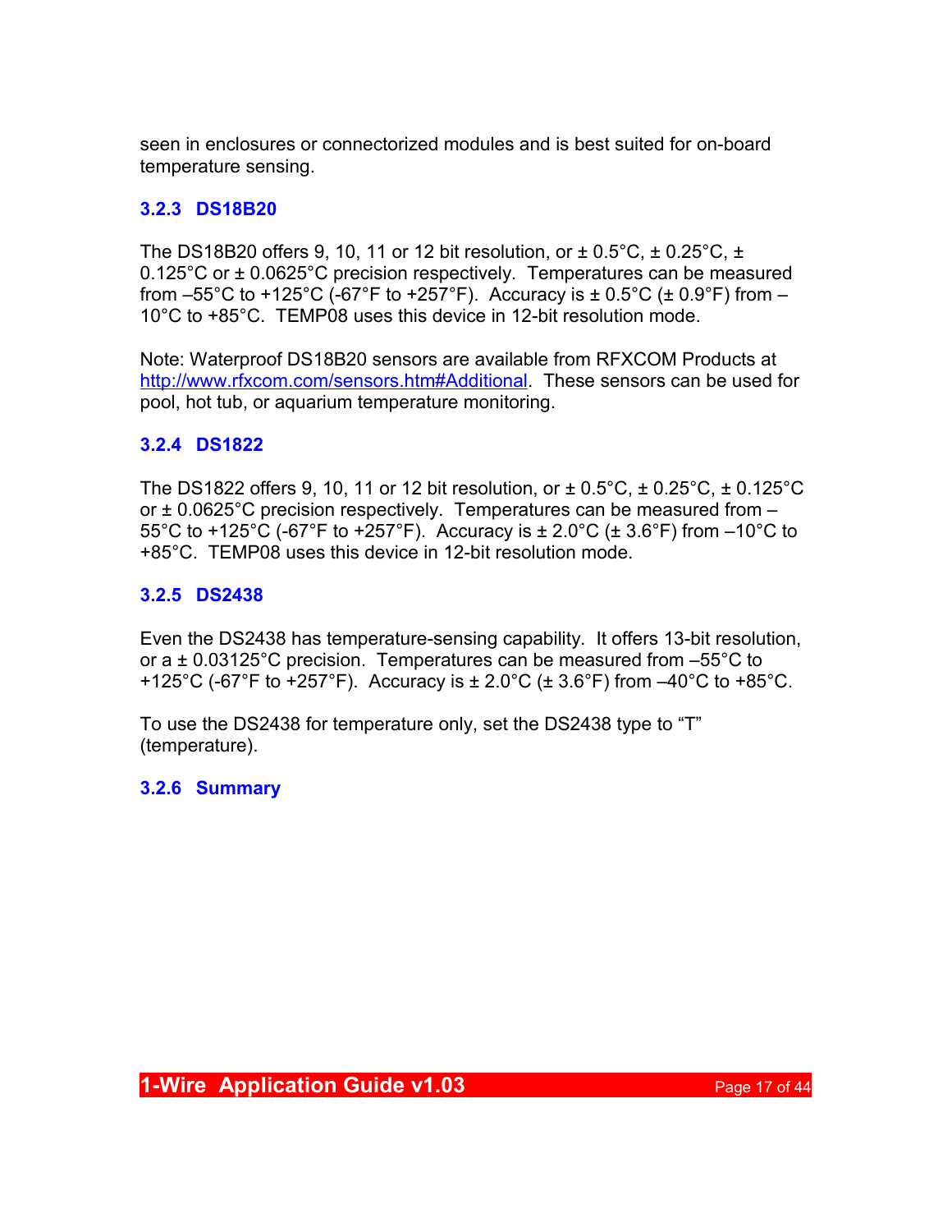seen in enclosures or connectorized modules and is best suited for on-board temperature sensing.

### 3.2.3 DS18B20

The DS18B20 offers 9, 10, 11 or 12 bit resolution, or ± 0.5°C, ± 0.25°C, ± 0.125°C or ± 0.0625°C precision respectively. Temperatures can be measured from –55°C to +125°C (-67°F to +257°F). Accuracy is ± 0.5°C (± 0.9°F) from –10°C to +85°C. TEMP08 uses this device in 12-bit resolution mode.

Note: Waterproof DS18B20 sensors are available from RFXCOM Products at [http://www.rfxcom.com/sensors.htm#Additional](http://www.rfxcom.com/sensors.htm#Additional). These sensors can be used for pool, hot tub, or aquarium temperature monitoring.

### 3.2.4 DS1822

The DS1822 offers 9, 10, 11 or 12 bit resolution, or ± 0.5°C, ± 0.25°C, ± 0.125°C or ± 0.0625°C precision respectively. Temperatures can be measured from –55°C to +125°C (-67°F to +257°F). Accuracy is ± 2.0°C (± 3.6°F) from –10°C to +85°C. TEMP08 uses this device in 12-bit resolution mode.

### 3.2.5 DS2438

Even the DS2438 has temperature-sensing capability. It offers 13-bit resolution, or a ± 0.03125°C precision. Temperatures can be measured from –55°C to +125°C (-67°F to +257°F). Accuracy is ± 2.0°C (± 3.6°F) from –40°C to +85°C.

To use the DS2438 for temperature only, set the DS2438 type to “T” (temperature).

### 3.2.6 Summary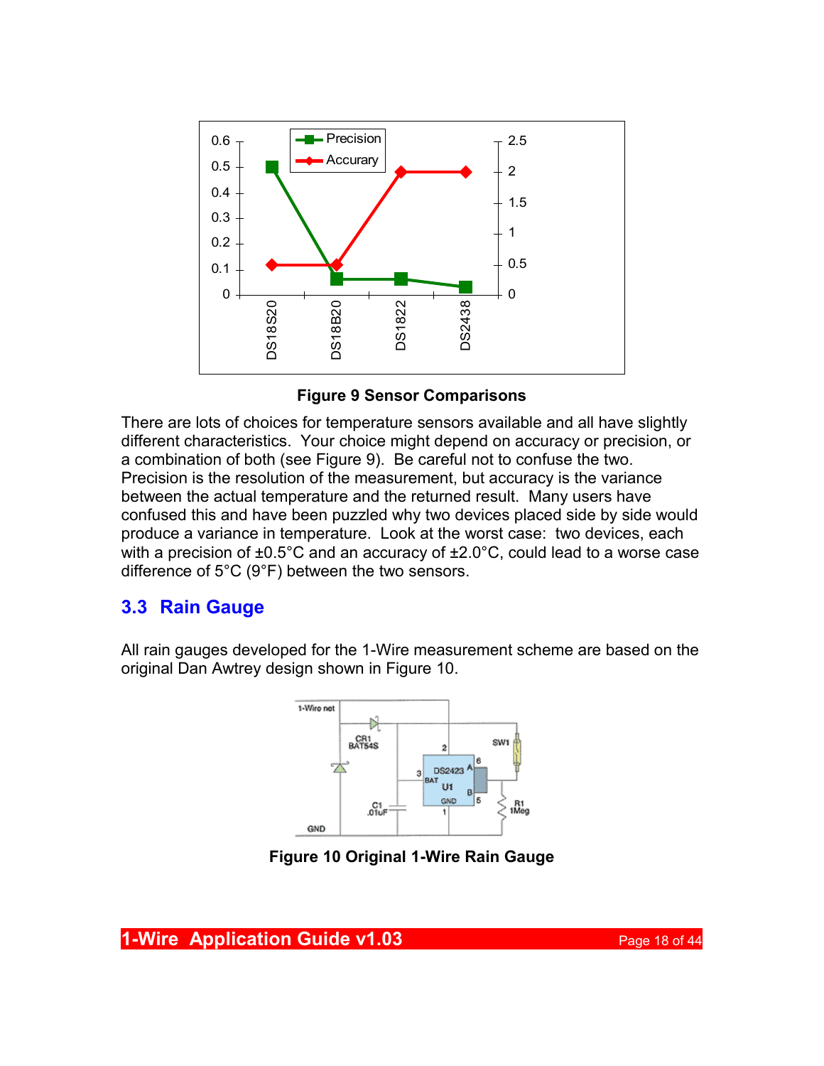**Figure 9 Sensor Comparisons**

There are lots of choices for temperature sensors available and all have slightly different characteristics. Your choice might depend on accuracy or precision, or a combination of both (see Figure 9). Be careful not to confuse the two. Precision is the resolution of the measurement, but accuracy is the variance between the actual temperature and the returned result. Many users have confused this and have been puzzled why two devices placed side by side would produce a variance in temperature. Look at the worst case: two devices, each with a precision of ±0.5°C and an accuracy of ±2.0°C, could lead to a worse case difference of 5°C (9°F) between the two sensors.

## 3.3 Rain Gauge

All rain gauges developed for the 1-Wire measurement scheme are based on the original Dan Awtrey design shown in Figure 10.

**Figure 10 Original 1-Wire Rain Gauge**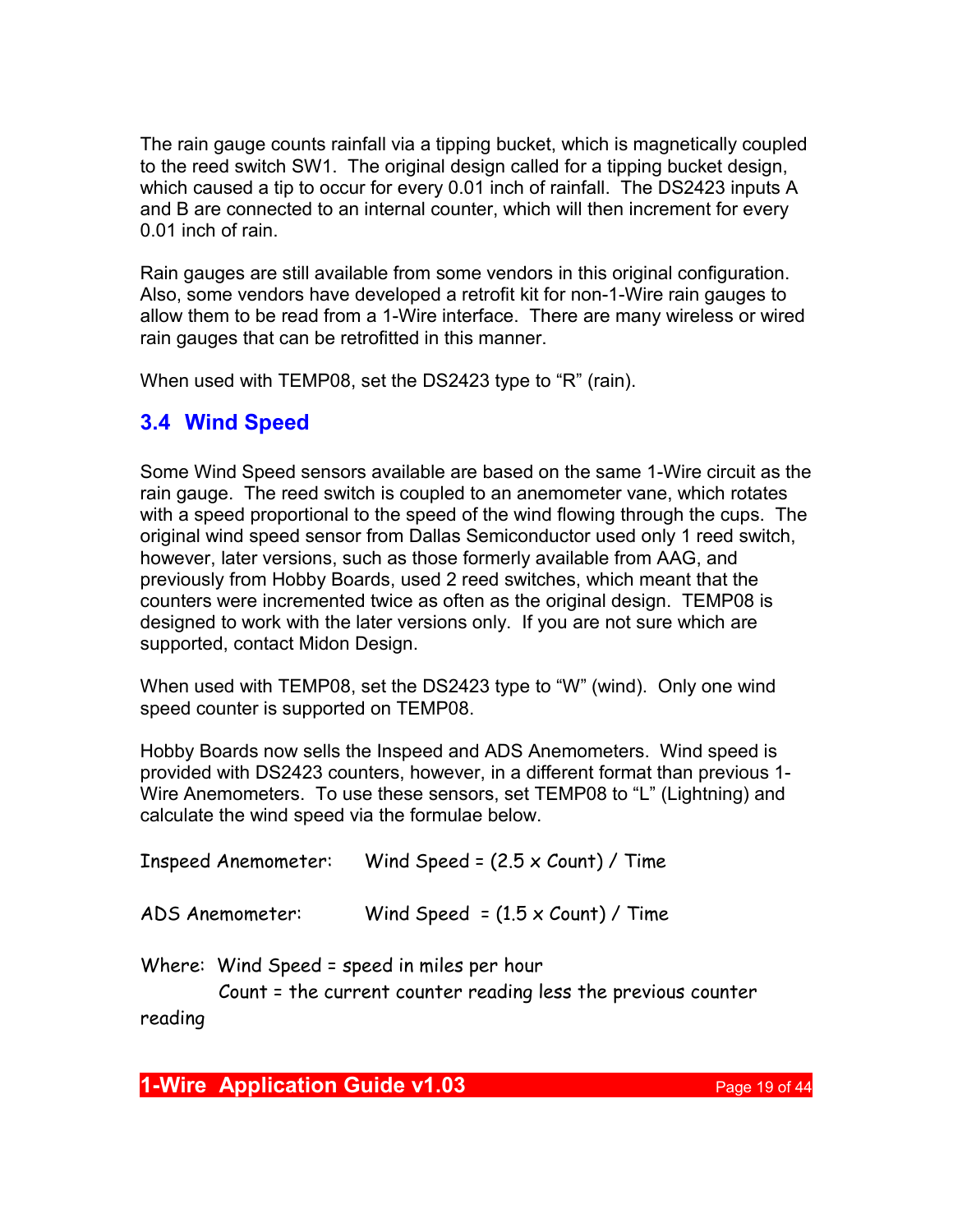The rain gauge counts rainfall via a tipping bucket, which is magnetically coupled to the reed switch SW1. The original design called for a tipping bucket design, which caused a tip to occur for every 0.01 inch of rainfall. The DS2423 inputs A and B are connected to an internal counter, which will then increment for every 0.01 inch of rain.

Rain gauges are still available from some vendors in this original configuration. Also, some vendors have developed a retrofit kit for non-1-Wire rain gauges to allow them to be read from a 1-Wire interface. There are many wireless or wired rain gauges that can be retrofitted in this manner.

When used with TEMP08, set the DS2423 type to “R” (rain).

## 3.4 Wind Speed

Some Wind Speed sensors available are based on the same 1-Wire circuit as the rain gauge. The reed switch is coupled to an anemometer vane, which rotates with a speed proportional to the speed of the wind flowing through the cups. The original wind speed sensor from Dallas Semiconductor used only 1 reed switch, however, later versions, such as those formerly available from AAG, and previously from Hobby Boards, used 2 reed switches, which meant that the counters were incremented twice as often as the original design. TEMP08 is designed to work with the later versions only. If you are not sure which are supported, contact Midon Design.

When used with TEMP08, set the DS2423 type to “W” (wind). Only one wind speed counter is supported on TEMP08.

Hobby Boards now sells the Inspeed and ADS Anemometers. Wind speed is provided with DS2423 counters, however, in a different format than previous 1-Wire Anemometers. To use these sensors, set TEMP08 to “L” (Lightning) and calculate the wind speed via the formulae below.

Inspeed Anemometer: Wind Speed = (2.5 x Count) / Time

ADS Anemometer: Wind Speed = (1.5 x Count) / Time

Where: Wind Speed = speed in miles per hour
Count = the current counter reading less the previous counter reading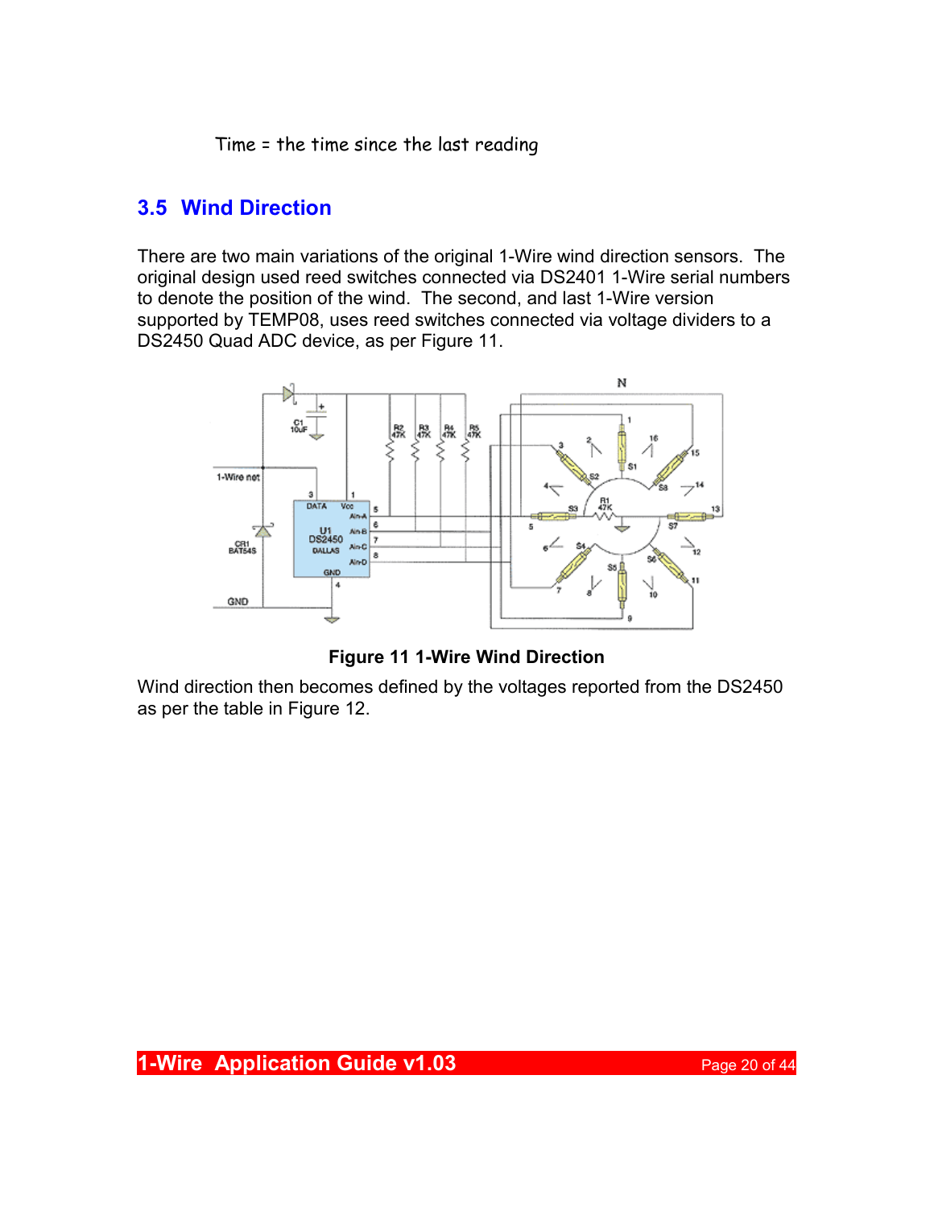Time = the time since the last reading

## 3.5 Wind Direction

There are two main variations of the original 1-Wire wind direction sensors. The original design used reed switches connected via DS2401 1-Wire serial numbers to denote the position of the wind. The second, and last 1-Wire version supported by TEMP08, uses reed switches connected via voltage dividers to a DS2450 Quad ADC device, as per Figure 11.

**Figure 11 1-Wire Wind Direction**

Wind direction then becomes defined by the voltages reported from the DS2450 as per the table in Figure 12.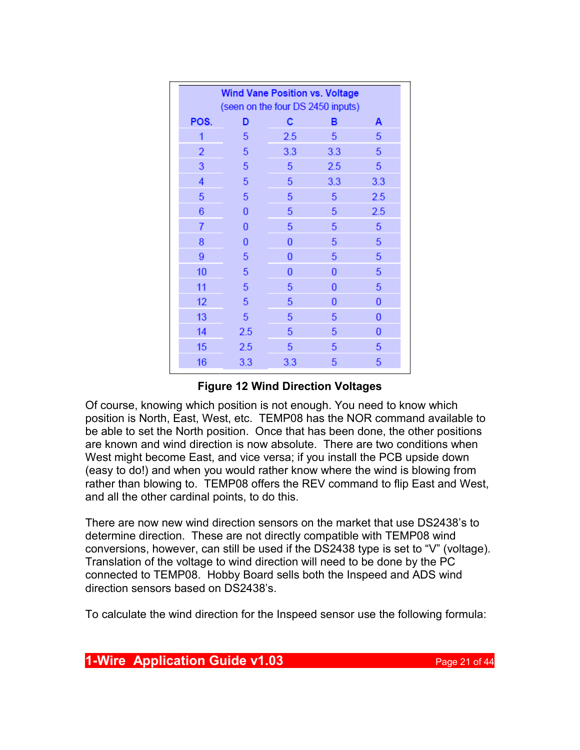| Wind Vane Position vs. Voltage (seen on the four DS 2450 inputs) | | | | |
|---|---|---|---|---|
| POS. | D | C | B | A |
| 1 | 5 | 2.5 | 5 | 5 |
| 2 | 5 | 3.3 | 3.3 | 5 |
| 3 | 5 | 5 | 2.5 | 5 |
| 4 | 5 | 5 | 3.3 | 3.3 |
| 5 | 5 | 5 | 5 | 2.5 |
| 6 | 0 | 5 | 5 | 2.5 |
| 7 | 0 | 5 | 5 | 5 |
| 8 | 0 | 0 | 5 | 5 |
| 9 | 5 | 0 | 5 | 5 |
| 10 | 5 | 0 | 0 | 5 |
| 11 | 5 | 5 | 0 | 5 |
| 12 | 5 | 5 | 0 | 0 |
| 13 | 5 | 5 | 5 | 0 |
| 14 | 2.5 | 5 | 5 | 0 |
| 15 | 2.5 | 5 | 5 | 5 |
| 16 | 3.3 | 3.3 | 5 | 5 |

**Figure 12 Wind Direction Voltages**

Of course, knowing which position is not enough. You need to know which position is North, East, West, etc. TEMP08 has the NOR command available to be able to set the North position. Once that has been done, the other positions are known and wind direction is now absolute. There are two conditions when West might become East, and vice versa; if you install the PCB upside down (easy to do!) and when you would rather know where the wind is blowing from rather than blowing to. TEMP08 offers the REV command to flip East and West, and all the other cardinal points, to do this.

There are now new wind direction sensors on the market that use DS2438's to determine direction. These are not directly compatible with TEMP08 wind conversions, however, can still be used if the DS2438 type is set to "V" (voltage). Translation of the voltage to wind direction will need to be done by the PC connected to TEMP08. Hobby Board sells both the Inspeed and ADS wind direction sensors based on DS2438's.

To calculate the wind direction for the Inspeed sensor use the following formula: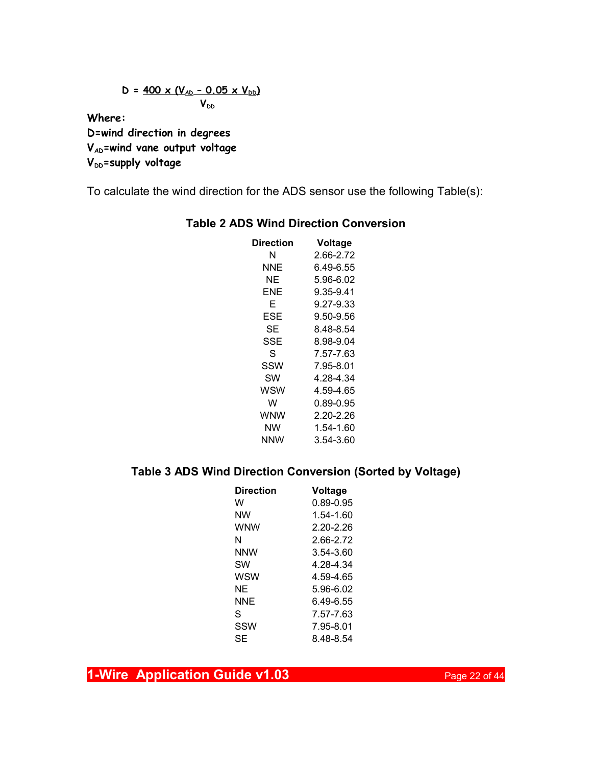$$D = \frac{400 \times (V_{AD} - 0.05 \times V_{DD})}{V_{DD}}$$

Where:
D=wind direction in degrees
$V_{AD}$=wind vane output voltage
$V_{DD}$=supply voltage

To calculate the wind direction for the ADS sensor use the following Table(s):

### Table 2 ADS Wind Direction Conversion

| Direction | Voltage |
|---|---|
| N | 2.66-2.72 |
| NNE | 6.49-6.55 |
| NE | 5.96-6.02 |
| ENE | 9.35-9.41 |
| E | 9.27-9.33 |
| ESE | 9.50-9.56 |
| SE | 8.48-8.54 |
| SSE | 8.98-9.04 |
| S | 7.57-7.63 |
| SSW | 7.95-8.01 |
| SW | 4.28-4.34 |
| WSW | 4.59-4.65 |
| W | 0.89-0.95 |
| WNW | 2.20-2.26 |
| NW | 1.54-1.60 |
| NNW | 3.54-3.60 |

### Table 3 ADS Wind Direction Conversion (Sorted by Voltage)

| Direction | Voltage |
|---|---|
| W | 0.89-0.95 |
| NW | 1.54-1.60 |
| WNW | 2.20-2.26 |
| N | 2.66-2.72 |
| NNW | 3.54-3.60 |
| SW | 4.28-4.34 |
| WSW | 4.59-4.65 |
| NE | 5.96-6.02 |
| NNE | 6.49-6.55 |
| S | 7.57-7.63 |
| SSW | 7.95-8.01 |
| SE | 8.48-8.54 |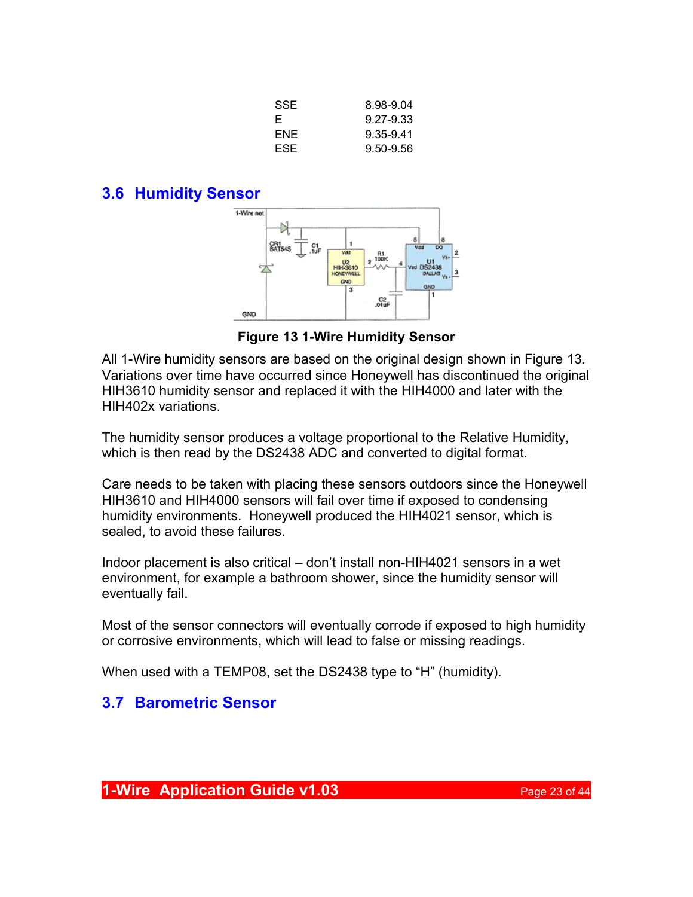| | |
|---|---|
| SSE | 8.98-9.04 |
| E | 9.27-9.33 |
| ENE | 9.35-9.41 |
| ESE | 9.50-9.56 |

## 3.6 Humidity Sensor

**Figure 13 1-Wire Humidity Sensor**

All 1-Wire humidity sensors are based on the original design shown in Figure 13. Variations over time have occurred since Honeywell has discontinued the original HIH3610 humidity sensor and replaced it with the HIH4000 and later with the HIH402x variations.

The humidity sensor produces a voltage proportional to the Relative Humidity, which is then read by the DS2438 ADC and converted to digital format.

Care needs to be taken with placing these sensors outdoors since the Honeywell HIH3610 and HIH4000 sensors will fail over time if exposed to condensing humidity environments. Honeywell produced the HIH4021 sensor, which is sealed, to avoid these failures.

Indoor placement is also critical – don't install non-HIH4021 sensors in a wet environment, for example a bathroom shower, since the humidity sensor will eventually fail.

Most of the sensor connectors will eventually corrode if exposed to high humidity or corrosive environments, which will lead to false or missing readings.

When used with a TEMP08, set the DS2438 type to "H" (humidity).

## 3.7 Barometric Sensor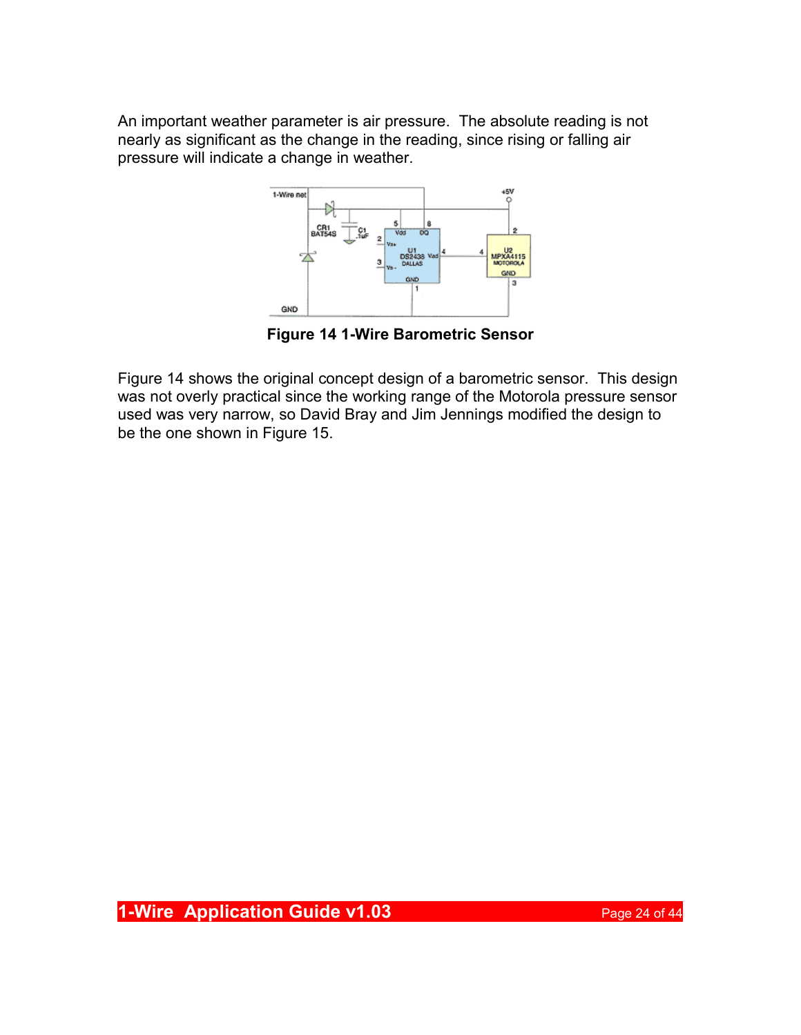An important weather parameter is air pressure. The absolute reading is not nearly as significant as the change in the reading, since rising or falling air pressure will indicate a change in weather.

**Figure 14 1-Wire Barometric Sensor**

Figure 14 shows the original concept design of a barometric sensor. This design was not overly practical since the working range of the Motorola pressure sensor used was very narrow, so David Bray and Jim Jennings modified the design to be the one shown in Figure 15.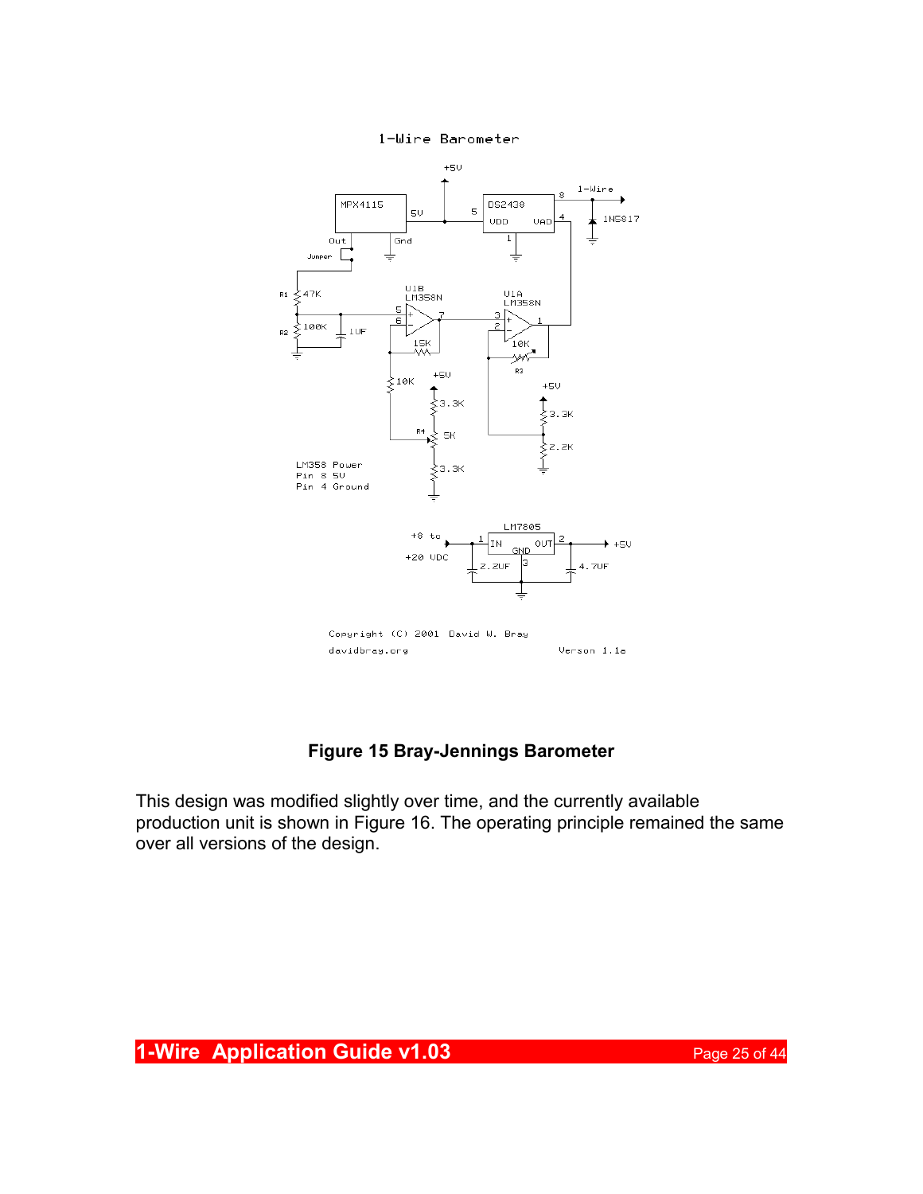**Figure 15 Bray-Jennings Barometer**

This design was modified slightly over time, and the currently available production unit is shown in Figure 16. The operating principle remained the same over all versions of the design.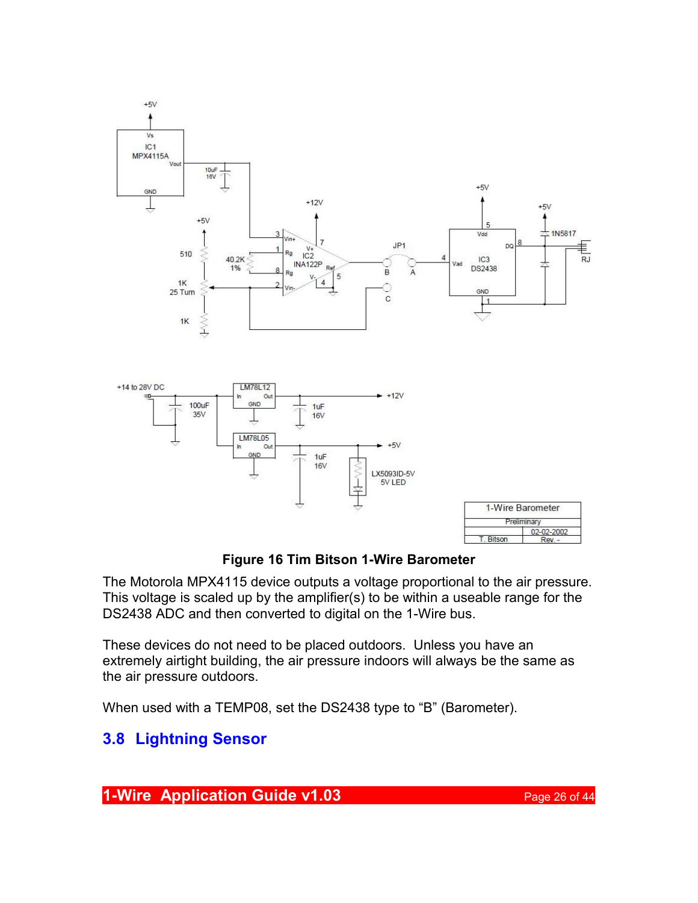**Figure 16 Tim Bitson 1-Wire Barometer**

The Motorola MPX4115 device outputs a voltage proportional to the air pressure. This voltage is scaled up by the amplifier(s) to be within a useable range for the DS2438 ADC and then converted to digital on the 1-Wire bus.

These devices do not need to be placed outdoors. Unless you have an extremely airtight building, the air pressure indoors will always be the same as the air pressure outdoors.

When used with a TEMP08, set the DS2438 type to "B" (Barometer).

## 3.8 Lightning Sensor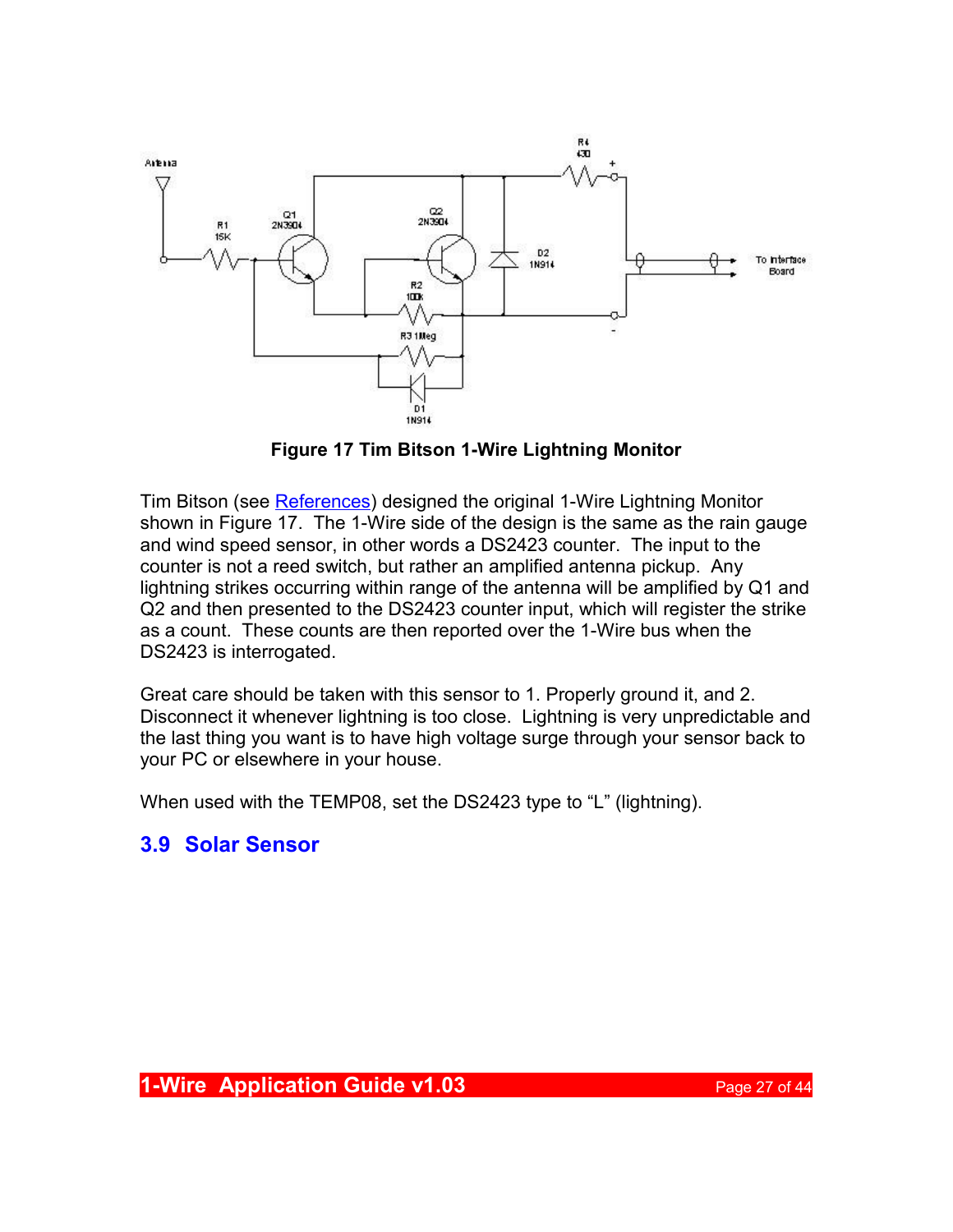**Figure 17 Tim Bitson 1-Wire Lightning Monitor**

Tim Bitson (see References) designed the original 1-Wire Lightning Monitor shown in Figure 17. The 1-Wire side of the design is the same as the rain gauge and wind speed sensor, in other words a DS2423 counter. The input to the counter is not a reed switch, but rather an amplified antenna pickup. Any lightning strikes occurring within range of the antenna will be amplified by Q1 and Q2 and then presented to the DS2423 counter input, which will register the strike as a count. These counts are then reported over the 1-Wire bus when the DS2423 is interrogated.

Great care should be taken with this sensor to 1. Properly ground it, and 2. Disconnect it whenever lightning is too close. Lightning is very unpredictable and the last thing you want is to have high voltage surge through your sensor back to your PC or elsewhere in your house.

When used with the TEMP08, set the DS2423 type to “L” (lightning).

## 3.9 Solar Sensor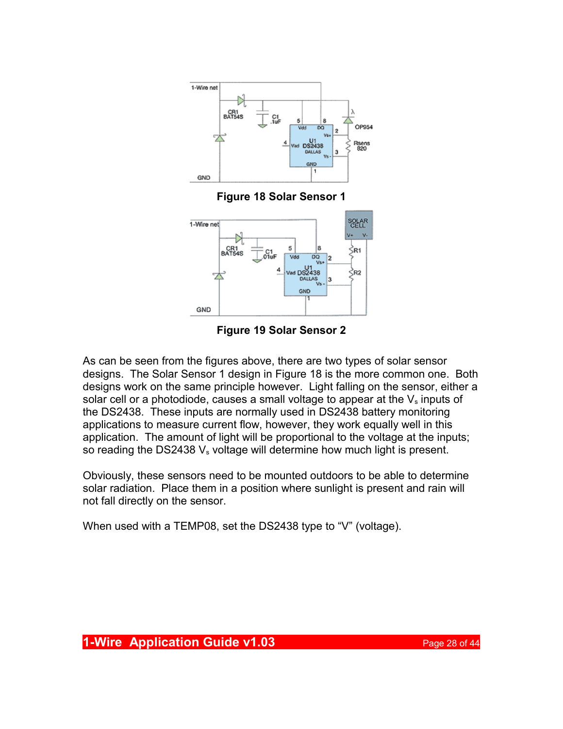**Figure 18 Solar Sensor 1**

**Figure 19 Solar Sensor 2**

As can be seen from the figures above, there are two types of solar sensor designs. The Solar Sensor 1 design in Figure 18 is the more common one. Both designs work on the same principle however. Light falling on the sensor, either a solar cell or a photodiode, causes a small voltage to appear at the $V_s$ inputs of the DS2438. These inputs are normally used in DS2438 battery monitoring applications to measure current flow, however, they work equally well in this application. The amount of light will be proportional to the voltage at the inputs; so reading the DS2438 $V_s$ voltage will determine how much light is present.

Obviously, these sensors need to be mounted outdoors to be able to determine solar radiation. Place them in a position where sunlight is present and rain will not fall directly on the sensor.

When used with a TEMP08, set the DS2438 type to "V" (voltage).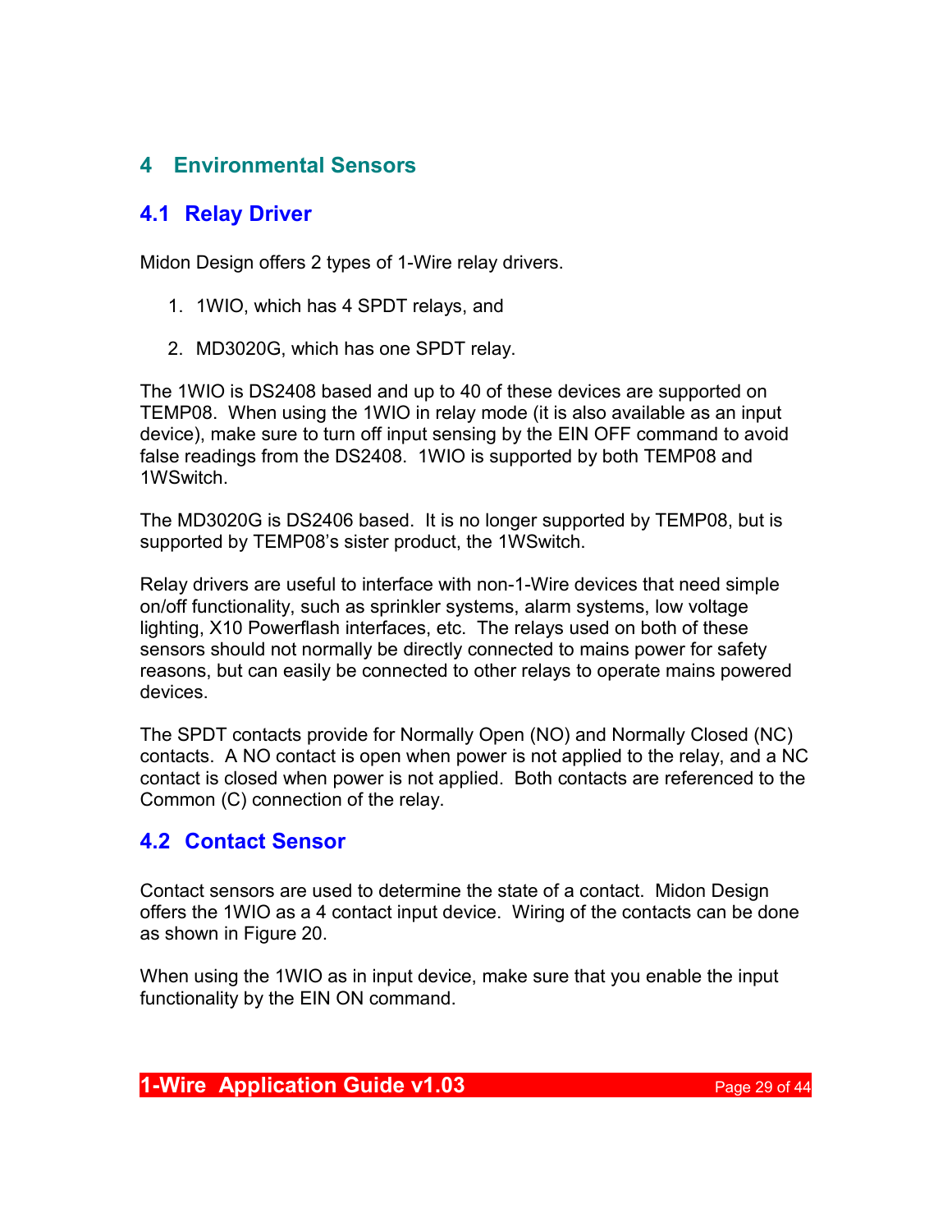# 4 Environmental Sensors

## 4.1 Relay Driver

Midon Design offers 2 types of 1-Wire relay drivers.

1. 1WIO, which has 4 SPDT relays, and
2. MD3020G, which has one SPDT relay.

The 1WIO is DS2408 based and up to 40 of these devices are supported on TEMP08. When using the 1WIO in relay mode (it is also available as an input device), make sure to turn off input sensing by the EIN OFF command to avoid false readings from the DS2408. 1WIO is supported by both TEMP08 and 1WSwitch.

The MD3020G is DS2406 based. It is no longer supported by TEMP08, but is supported by TEMP08's sister product, the 1WSwitch.

Relay drivers are useful to interface with non-1-Wire devices that need simple on/off functionality, such as sprinkler systems, alarm systems, low voltage lighting, X10 Powerflash interfaces, etc. The relays used on both of these sensors should not normally be directly connected to mains power for safety reasons, but can easily be connected to other relays to operate mains powered devices.

The SPDT contacts provide for Normally Open (NO) and Normally Closed (NC) contacts. A NO contact is open when power is not applied to the relay, and a NC contact is closed when power is not applied. Both contacts are referenced to the Common (C) connection of the relay.

## 4.2 Contact Sensor

Contact sensors are used to determine the state of a contact. Midon Design offers the 1WIO as a 4 contact input device. Wiring of the contacts can be done as shown in Figure 20.

When using the 1WIO as in input device, make sure that you enable the input functionality by the EIN ON command.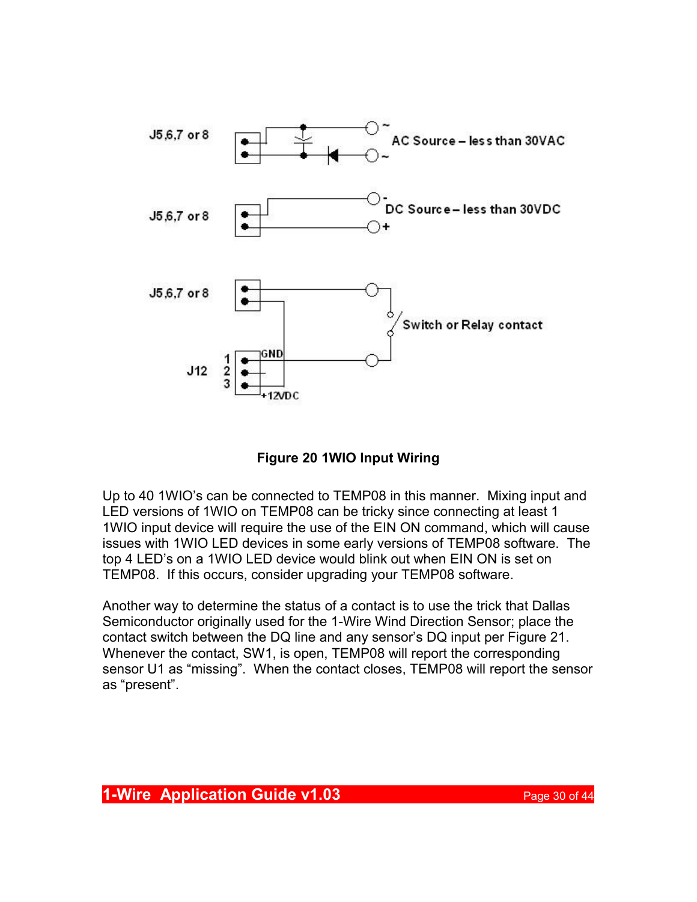**Figure 20 1WIO Input Wiring**

Up to 40 1WIO's can be connected to TEMP08 in this manner. Mixing input and LED versions of 1WIO on TEMP08 can be tricky since connecting at least 1 1WIO input device will require the use of the EIN ON command, which will cause issues with 1WIO LED devices in some early versions of TEMP08 software. The top 4 LED's on a 1WIO LED device would blink out when EIN ON is set on TEMP08. If this occurs, consider upgrading your TEMP08 software.

Another way to determine the status of a contact is to use the trick that Dallas Semiconductor originally used for the 1-Wire Wind Direction Sensor; place the contact switch between the DQ line and any sensor's DQ input per Figure 21. Whenever the contact, SW1, is open, TEMP08 will report the corresponding sensor U1 as "missing". When the contact closes, TEMP08 will report the sensor as "present".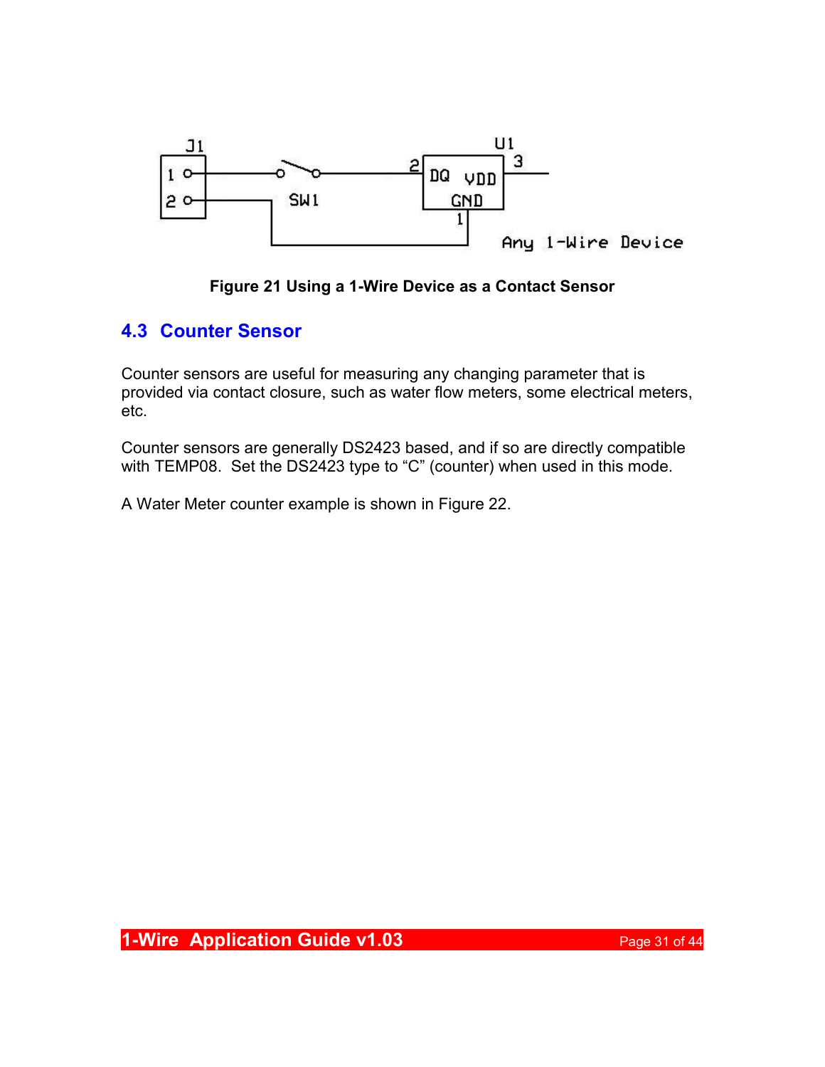Figure 21 Using a 1-Wire Device as a Contact Sensor

## 4.3 Counter Sensor

Counter sensors are useful for measuring any changing parameter that is provided via contact closure, such as water flow meters, some electrical meters, etc.

Counter sensors are generally DS2423 based, and if so are directly compatible with TEMP08. Set the DS2423 type to "C" (counter) when used in this mode.

A Water Meter counter example is shown in Figure 22.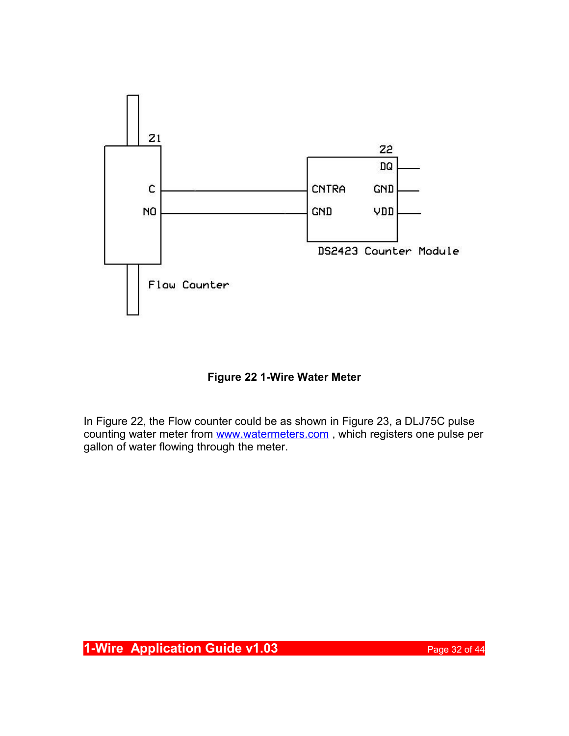**Figure 22 1-Wire Water Meter**

In Figure 22, the Flow counter could be as shown in Figure 23, a DLJ75C pulse counting water meter from www.watermeters.com , which registers one pulse per gallon of water flowing through the meter.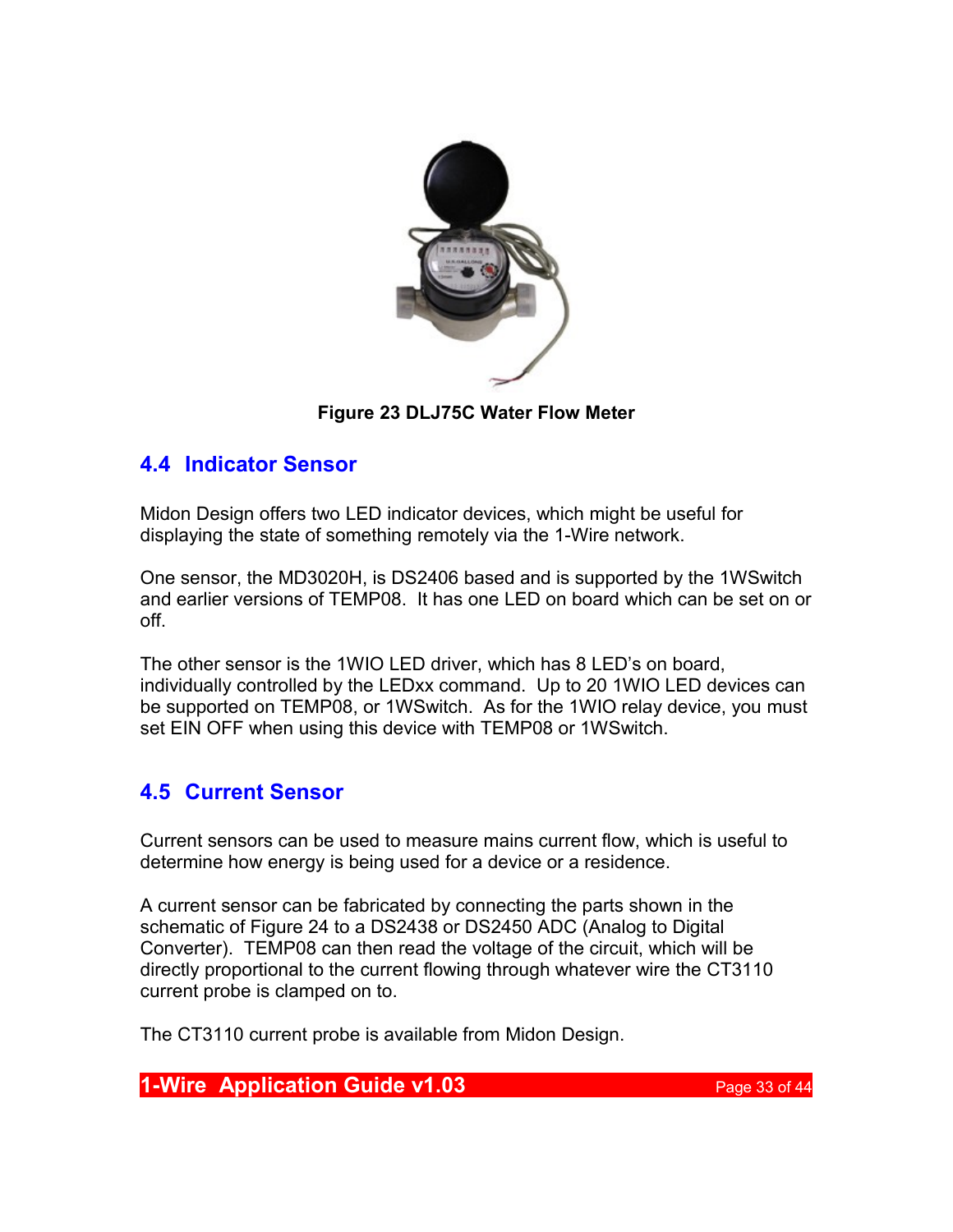Figure 23 DLJ75C Water Flow Meter

## 4.4 Indicator Sensor

Midon Design offers two LED indicator devices, which might be useful for displaying the state of something remotely via the 1-Wire network.

One sensor, the MD3020H, is DS2406 based and is supported by the 1WSwitch and earlier versions of TEMP08. It has one LED on board which can be set on or off.

The other sensor is the 1WIO LED driver, which has 8 LED's on board, individually controlled by the LEDxx command. Up to 20 1WIO LED devices can be supported on TEMP08, or 1WSwitch. As for the 1WIO relay device, you must set EIN OFF when using this device with TEMP08 or 1WSwitch.

## 4.5 Current Sensor

Current sensors can be used to measure mains current flow, which is useful to determine how energy is being used for a device or a residence.

A current sensor can be fabricated by connecting the parts shown in the schematic of Figure 24 to a DS2438 or DS2450 ADC (Analog to Digital Converter). TEMP08 can then read the voltage of the circuit, which will be directly proportional to the current flowing through whatever wire the CT3110 current probe is clamped on to.

The CT3110 current probe is available from Midon Design.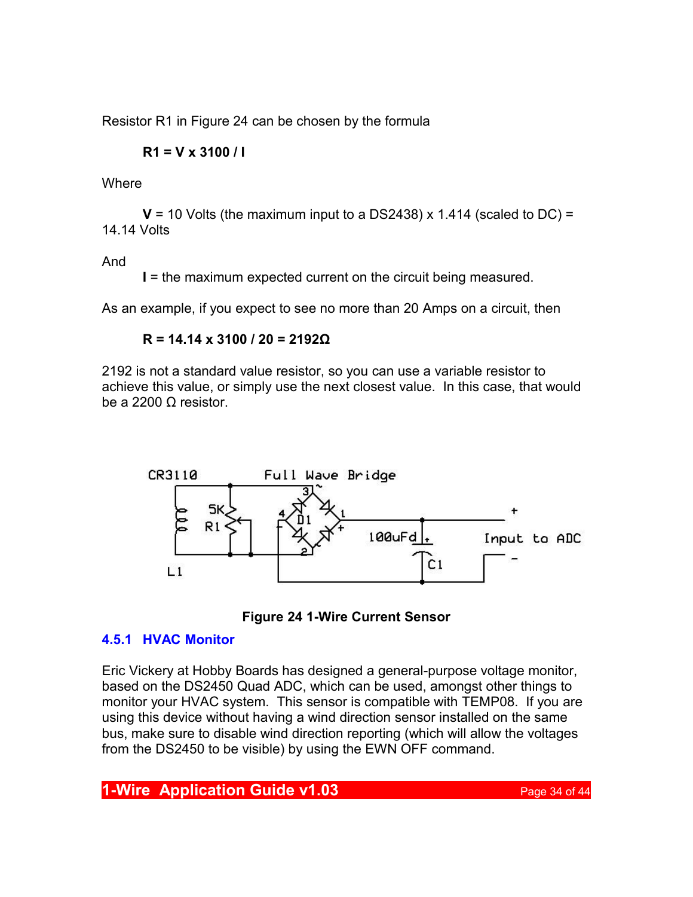Resistor R1 in Figure 24 can be chosen by the formula

**R1 = V x 3100 / I**

Where

**V** = 10 Volts (the maximum input to a DS2438) x 1.414 (scaled to DC) = 14.14 Volts

And

**I** = the maximum expected current on the circuit being measured.

As an example, if you expect to see no more than 20 Amps on a circuit, then

**R = 14.14 x 3100 / 20 = 2192Ω**

2192 is not a standard value resistor, so you can use a variable resistor to achieve this value, or simply use the next closest value. In this case, that would be a 2200 Ω resistor.

**Figure 24 1-Wire Current Sensor**

### 4.5.1 HVAC Monitor

Eric Vickery at Hobby Boards has designed a general-purpose voltage monitor, based on the DS2450 Quad ADC, which can be used, amongst other things to monitor your HVAC system. This sensor is compatible with TEMP08. If you are using this device without having a wind direction sensor installed on the same bus, make sure to disable wind direction reporting (which will allow the voltages from the DS2450 to be visible) by using the EWN OFF command.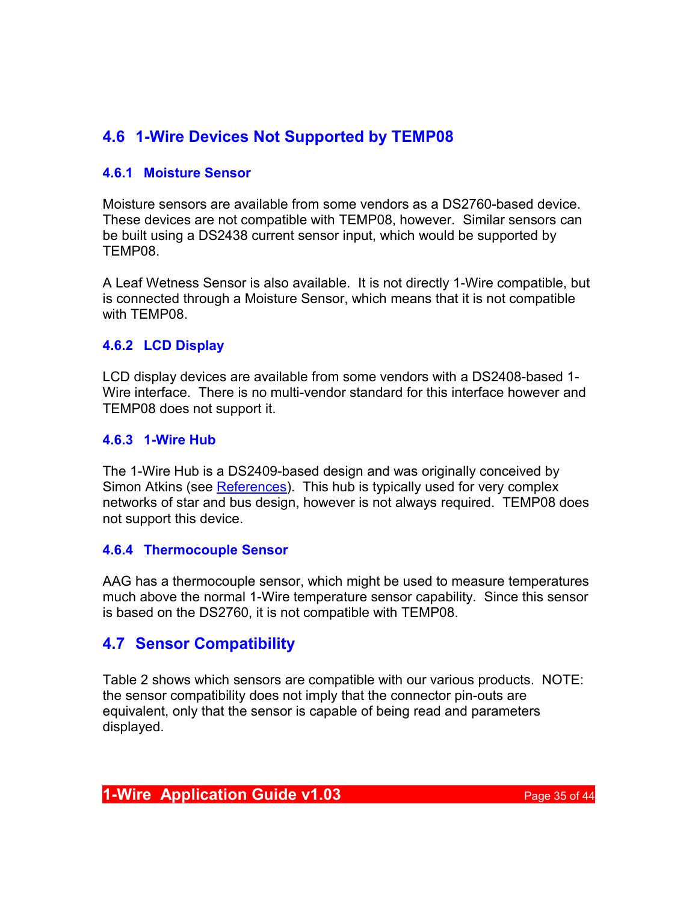## 4.6 1-Wire Devices Not Supported by TEMP08

### 4.6.1 Moisture Sensor

Moisture sensors are available from some vendors as a DS2760-based device. These devices are not compatible with TEMP08, however. Similar sensors can be built using a DS2438 current sensor input, which would be supported by TEMP08.

A Leaf Wetness Sensor is also available. It is not directly 1-Wire compatible, but is connected through a Moisture Sensor, which means that it is not compatible with TEMP08.

### 4.6.2 LCD Display

LCD display devices are available from some vendors with a DS2408-based 1-Wire interface. There is no multi-vendor standard for this interface however and TEMP08 does not support it.

### 4.6.3 1-Wire Hub

The 1-Wire Hub is a DS2409-based design and was originally conceived by Simon Atkins (see References). This hub is typically used for very complex networks of star and bus design, however is not always required. TEMP08 does not support this device.

### 4.6.4 Thermocouple Sensor

AAG has a thermocouple sensor, which might be used to measure temperatures much above the normal 1-Wire temperature sensor capability. Since this sensor is based on the DS2760, it is not compatible with TEMP08.

## 4.7 Sensor Compatibility

Table 2 shows which sensors are compatible with our various products. NOTE: the sensor compatibility does not imply that the connector pin-outs are equivalent, only that the sensor is capable of being read and parameters displayed.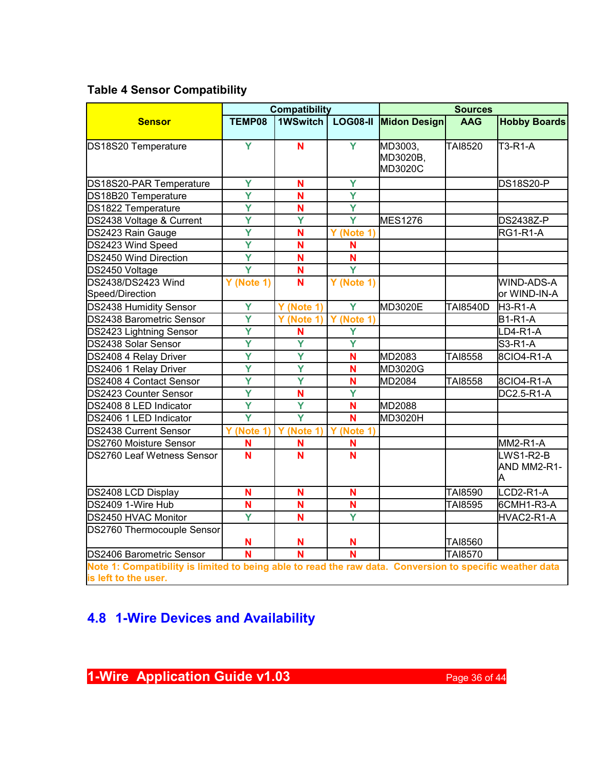**Table 4 Sensor Compatibility**

| Sensor | Compatibility | | | Sources | | |
|---|---|---|---|---|---|---|
| | TEMP08 | 1WSwitch | LOG08-II | Midon Design | AAG | Hobby Boards |
| DS18S20 Temperature | Y | N | Y | MD3003, MD3020B, MD3020C | TAI8520 | T3-R1-A |
| DS18S20-PAR Temperature | Y | N | Y | | | DS18S20-P |
| DS18B20 Temperature | Y | N | Y | | | |
| DS1822 Temperature | Y | N | Y | | | |
| DS2438 Voltage & Current | Y | Y | Y | MES1276 | | DS2438Z-P |
| DS2423 Rain Gauge | Y | N | Y (Note 1) | | | RG1-R1-A |
| DS2423 Wind Speed | Y | N | N | | | |
| DS2450 Wind Direction | Y | N | N | | | |
| DS2450 Voltage | Y | N | Y | | | |
| DS2438/DS2423 Wind Speed/Direction | Y (Note 1) | N | Y (Note 1) | | | WIND-ADS-A or WIND-IN-A |
| DS2438 Humidity Sensor | Y | Y (Note 1) | Y | MD3020E | TAI8540D | H3-R1-A |
| DS2438 Barometric Sensor | Y | Y (Note 1) | Y (Note 1) | | | B1-R1-A |
| DS2423 Lightning Sensor | Y | N | Y | | | LD4-R1-A |
| DS2438 Solar Sensor | Y | Y | Y | | | S3-R1-A |
| DS2408 4 Relay Driver | Y | Y | N | MD2083 | TAI8558 | 8CIO4-R1-A |
| DS2406 1 Relay Driver | Y | Y | N | MD3020G | | |
| DS2408 4 Contact Sensor | Y | Y | N | MD2084 | TAI8558 | 8CIO4-R1-A |
| DS2423 Counter Sensor | Y | N | Y | | | DC2.5-R1-A |
| DS2408 8 LED Indicator | Y | Y | N | MD2088 | | |
| DS2406 1 LED Indicator | Y | Y | N | MD3020H | | |
| DS2438 Current Sensor | Y (Note 1) | Y (Note 1) | Y (Note 1) | | | |
| DS2760 Moisture Sensor | N | N | N | | | MM2-R1-A |
| DS2760 Leaf Wetness Sensor | N | N | N | | | LWS1-R2-B AND MM2-R1-A |
| DS2408 LCD Display | N | N | N | | TAI8590 | LCD2-R1-A |
| DS2409 1-Wire Hub | N | N | N | | TAI8595 | 6CMH1-R3-A |
| DS2450 HVAC Monitor | Y | N | Y | | | HVAC2-R1-A |
| DS2760 Thermocouple Sensor | N | N | N | | TAI8560 | |
| DS2406 Barometric Sensor | N | N | N | | TAI8570 | |
| Note 1: Compatibility is limited to being able to read the raw data. Conversion to specific weather data is left to the user. | | | | | | |

## 4.8 1-Wire Devices and Availability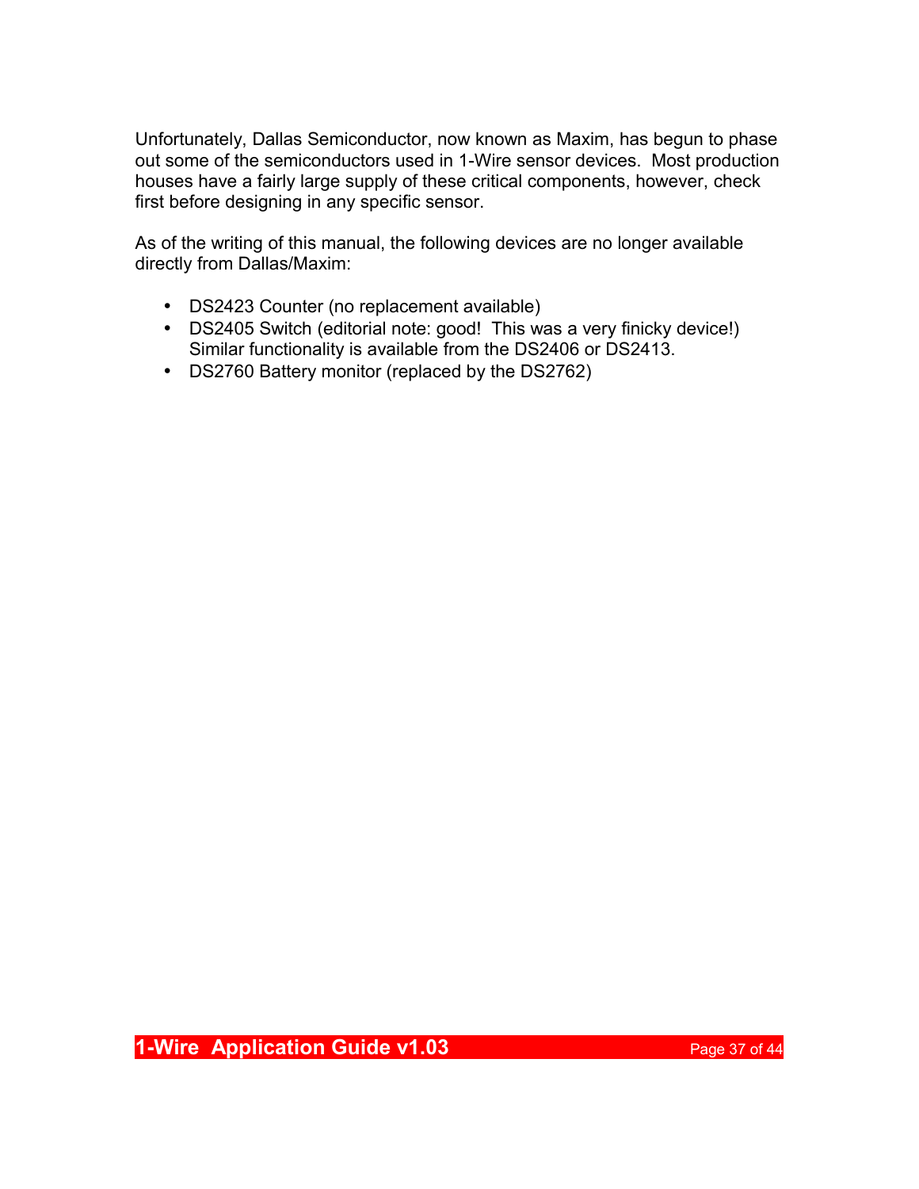Unfortunately, Dallas Semiconductor, now known as Maxim, has begun to phase out some of the semiconductors used in 1-Wire sensor devices. Most production houses have a fairly large supply of these critical components, however, check first before designing in any specific sensor.

As of the writing of this manual, the following devices are no longer available directly from Dallas/Maxim:

- DS2423 Counter (no replacement available)
- DS2405 Switch (editorial note: good! This was a very finicky device!) Similar functionality is available from the DS2406 or DS2413.
- DS2760 Battery monitor (replaced by the DS2762)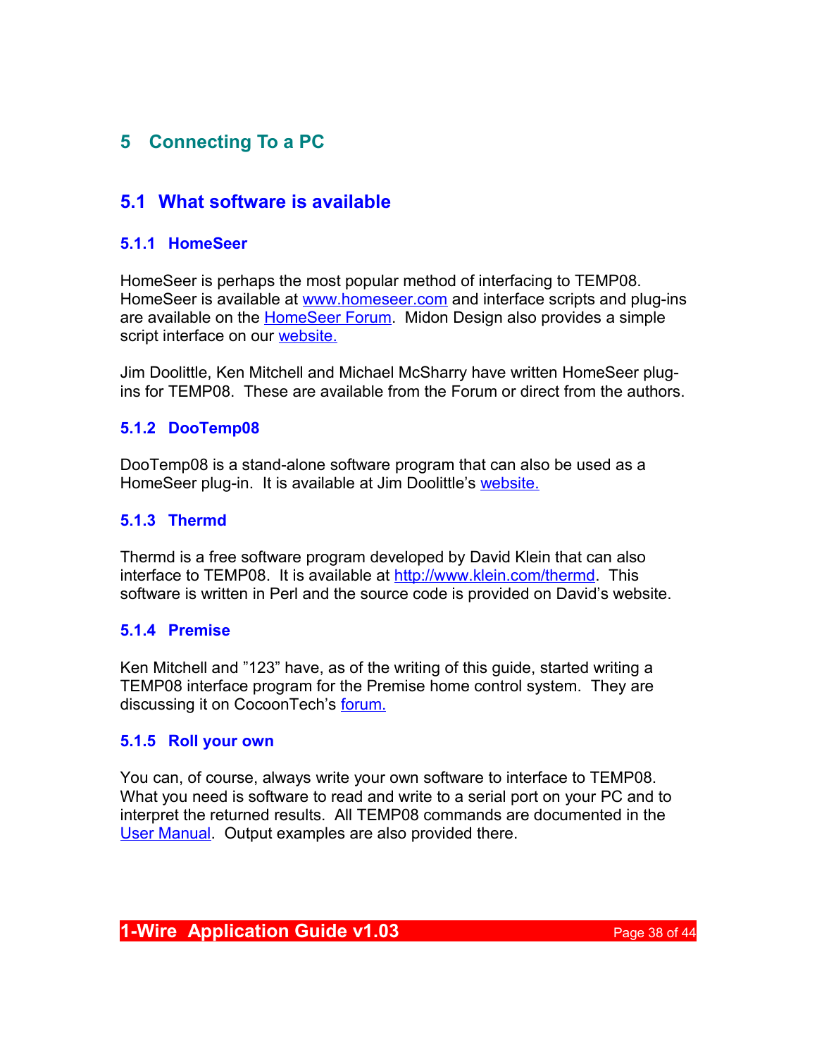# 5 Connecting To a PC

## 5.1 What software is available

### 5.1.1 HomeSeer

HomeSeer is perhaps the most popular method of interfacing to TEMP08. HomeSeer is available at www.homeseer.com and interface scripts and plug-ins are available on the HomeSeer Forum. Midon Design also provides a simple script interface on our website.

Jim Doolittle, Ken Mitchell and Michael McSharry have written HomeSeer plug-ins for TEMP08. These are available from the Forum or direct from the authors.

### 5.1.2 DooTemp08

DooTemp08 is a stand-alone software program that can also be used as a HomeSeer plug-in. It is available at Jim Doolittle's website.

### 5.1.3 Thermd

Thermd is a free software program developed by David Klein that can also interface to TEMP08. It is available at http://www.klein.com/thermd. This software is written in Perl and the source code is provided on David's website.

### 5.1.4 Premise

Ken Mitchell and "123" have, as of the writing of this guide, started writing a TEMP08 interface program for the Premise home control system. They are discussing it on CocoonTech's forum.

### 5.1.5 Roll your own

You can, of course, always write your own software to interface to TEMP08. What you need is software to read and write to a serial port on your PC and to interpret the returned results. All TEMP08 commands are documented in the User Manual. Output examples are also provided there.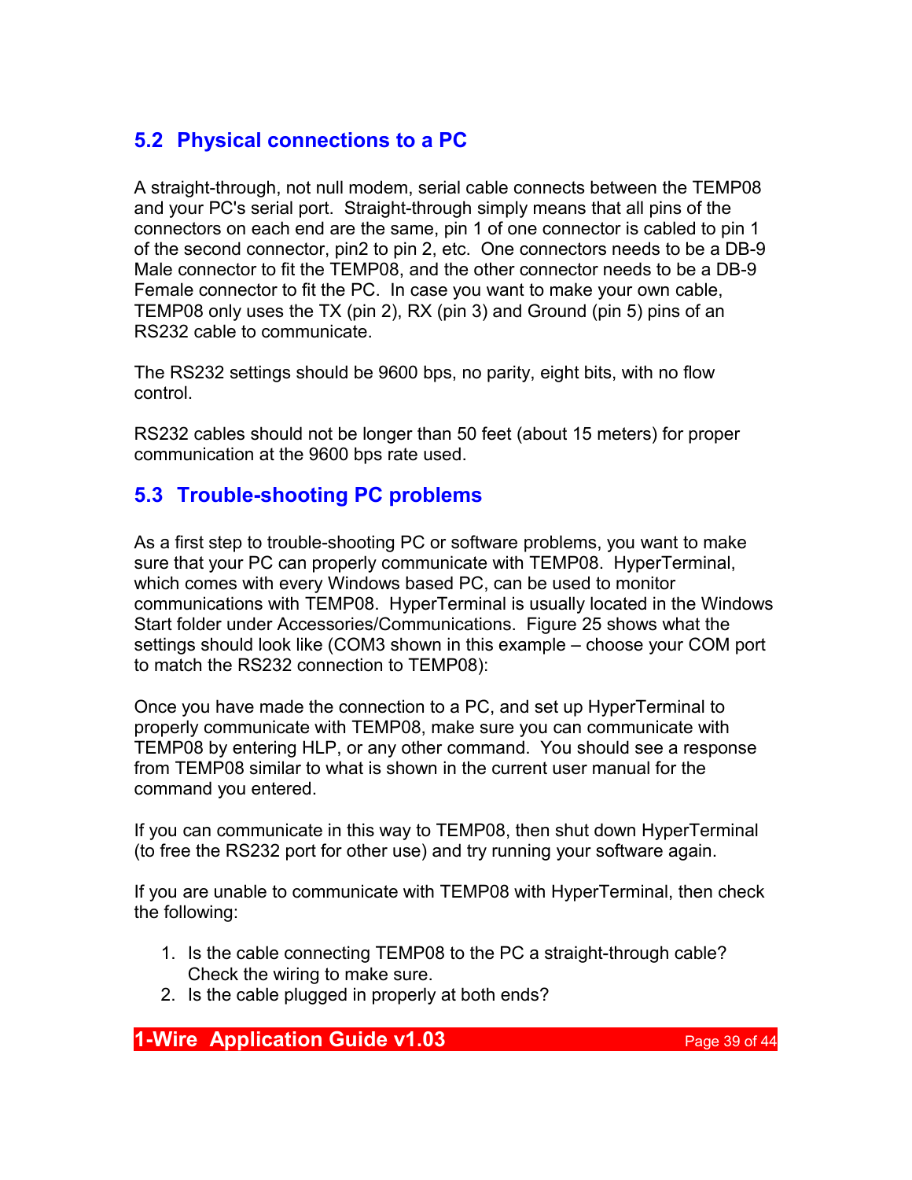## 5.2 Physical connections to a PC

A straight-through, not null modem, serial cable connects between the TEMP08 and your PC's serial port. Straight-through simply means that all pins of the connectors on each end are the same, pin 1 of one connector is cabled to pin 1 of the second connector, pin2 to pin 2, etc. One connectors needs to be a DB-9 Male connector to fit the TEMP08, and the other connector needs to be a DB-9 Female connector to fit the PC. In case you want to make your own cable, TEMP08 only uses the TX (pin 2), RX (pin 3) and Ground (pin 5) pins of an RS232 cable to communicate.

The RS232 settings should be 9600 bps, no parity, eight bits, with no flow control.

RS232 cables should not be longer than 50 feet (about 15 meters) for proper communication at the 9600 bps rate used.

## 5.3 Trouble-shooting PC problems

As a first step to trouble-shooting PC or software problems, you want to make sure that your PC can properly communicate with TEMP08. HyperTerminal, which comes with every Windows based PC, can be used to monitor communications with TEMP08. HyperTerminal is usually located in the Windows Start folder under Accessories/Communications. Figure 25 shows what the settings should look like (COM3 shown in this example – choose your COM port to match the RS232 connection to TEMP08):

Once you have made the connection to a PC, and set up HyperTerminal to properly communicate with TEMP08, make sure you can communicate with TEMP08 by entering HLP, or any other command. You should see a response from TEMP08 similar to what is shown in the current user manual for the command you entered.

If you can communicate in this way to TEMP08, then shut down HyperTerminal (to free the RS232 port for other use) and try running your software again.

If you are unable to communicate with TEMP08 with HyperTerminal, then check the following:

1. Is the cable connecting TEMP08 to the PC a straight-through cable? Check the wiring to make sure.
2. Is the cable plugged in properly at both ends?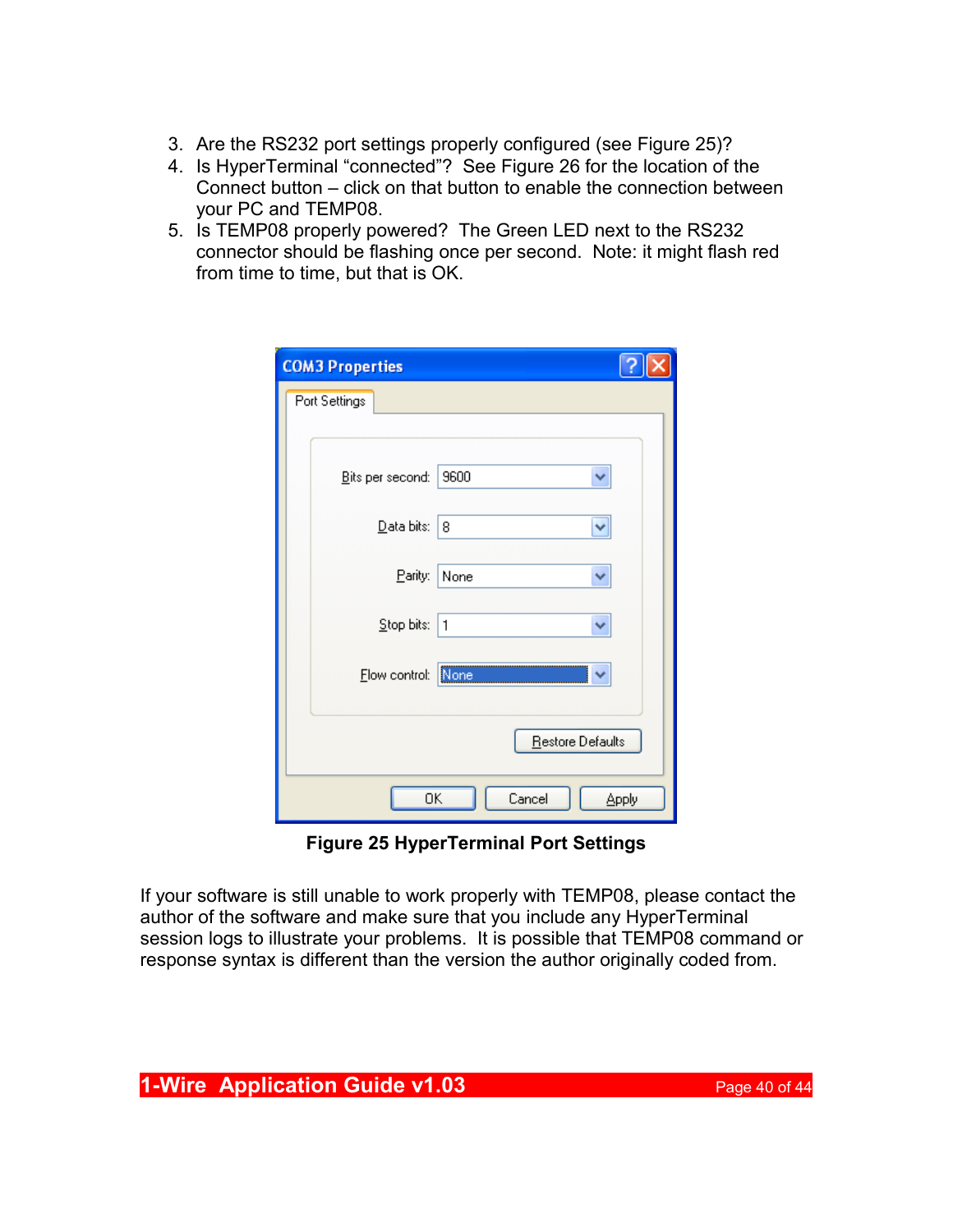3. Are the RS232 port settings properly configured (see Figure 25)?
4. Is HyperTerminal "connected"? See Figure 26 for the location of the Connect button – click on that button to enable the connection between your PC and TEMP08.
5. Is TEMP08 properly powered? The Green LED next to the RS232 connector should be flashing once per second. Note: it might flash red from time to time, but that is OK.

**Figure 25 HyperTerminal Port Settings**

If your software is still unable to work properly with TEMP08, please contact the author of the software and make sure that you include any HyperTerminal session logs to illustrate your problems. It is possible that TEMP08 command or response syntax is different than the version the author originally coded from.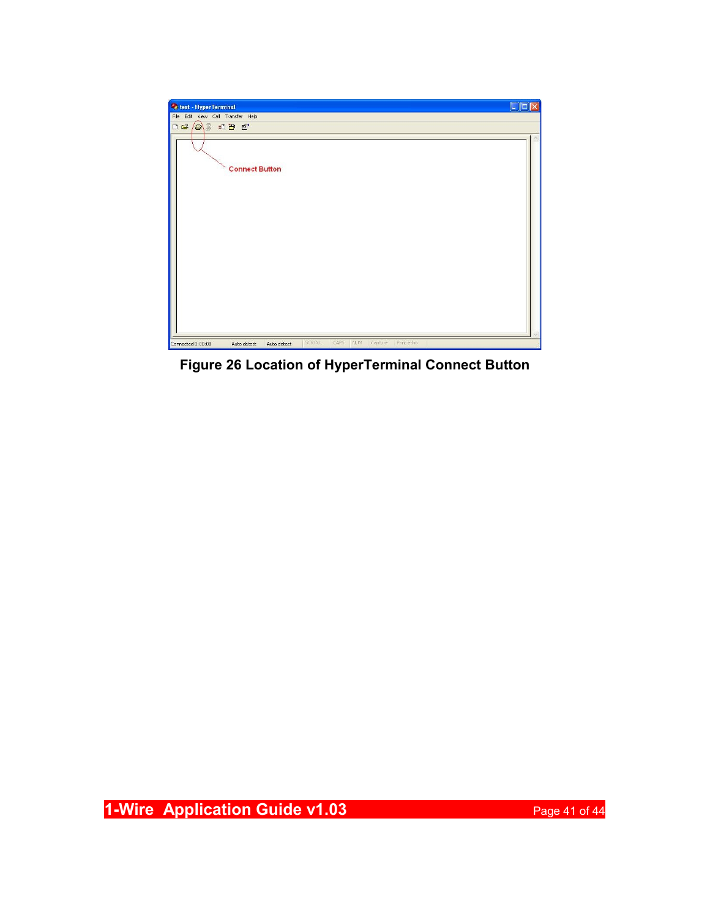**Figure 26 Location of HyperTerminal Connect Button**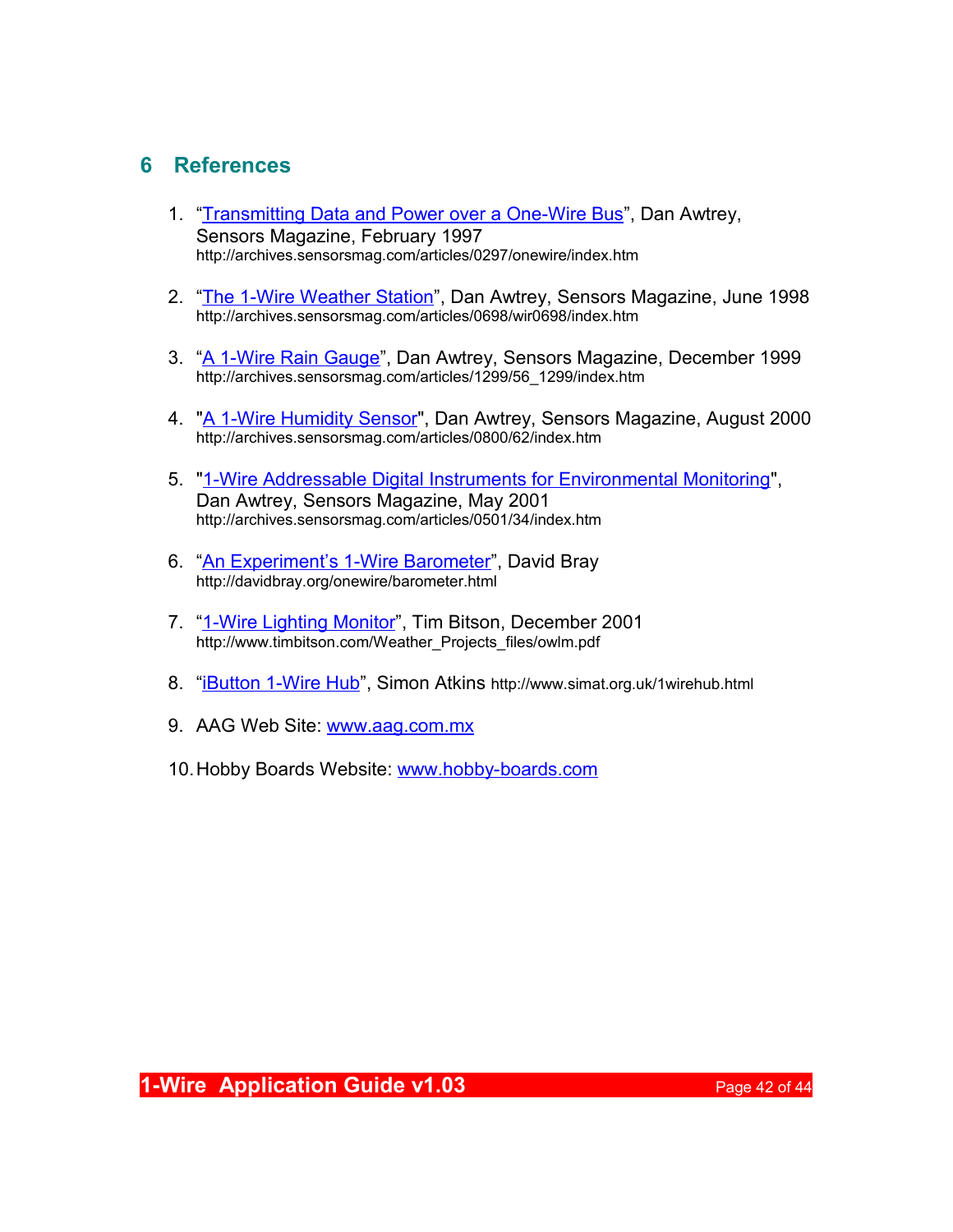# 6 References

1. “Transmitting Data and Power over a One-Wire Bus”, Dan Awtrey, Sensors Magazine, February 1997
   http://archives.sensorsmag.com/articles/0297/onewire/index.htm

2. “The 1-Wire Weather Station”, Dan Awtrey, Sensors Magazine, June 1998
   http://archives.sensorsmag.com/articles/0698/wir0698/index.htm

3. “A 1-Wire Rain Gauge”, Dan Awtrey, Sensors Magazine, December 1999
   http://archives.sensorsmag.com/articles/1299/56_1299/index.htm

4. "A 1-Wire Humidity Sensor", Dan Awtrey, Sensors Magazine, August 2000
   http://archives.sensorsmag.com/articles/0800/62/index.htm

5. "1-Wire Addressable Digital Instruments for Environmental Monitoring", Dan Awtrey, Sensors Magazine, May 2001
   http://archives.sensorsmag.com/articles/0501/34/index.htm

6. “An Experiment’s 1-Wire Barometer”, David Bray
   http://davidbray.org/onewire/barometer.html

7. “1-Wire Lighting Monitor”, Tim Bitson, December 2001
   http://www.timbitson.com/Weather_Projects_files/owlm.pdf

8. “iButton 1-Wire Hub”, Simon Atkins http://www.simat.org.uk/1wirehub.html

9. AAG Web Site: www.aag.com.mx

10. Hobby Boards Website: www.hobby-boards.com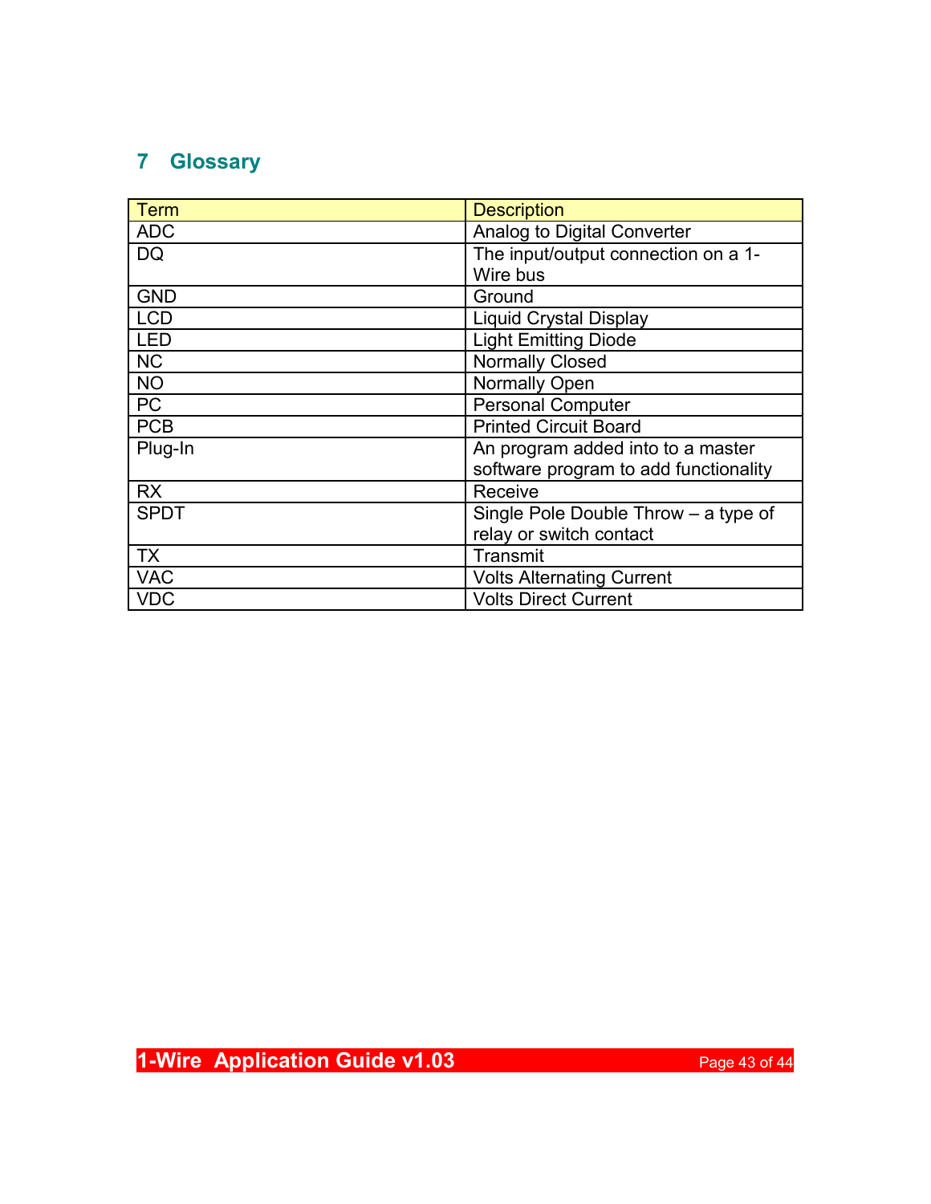# 7 Glossary

| Term | Description |
|---|---|
| ADC | Analog to Digital Converter |
| DQ | The input/output connection on a 1-Wire bus |
| GND | Ground |
| LCD | Liquid Crystal Display |
| LED | Light Emitting Diode |
| NC | Normally Closed |
| NO | Normally Open |
| PC | Personal Computer |
| PCB | Printed Circuit Board |
| Plug-In | An program added into to a master software program to add functionality |
| RX | Receive |
| SPDT | Single Pole Double Throw – a type of relay or switch contact |
| TX | Transmit |
| VAC | Volts Alternating Current |
| VDC | Volts Direct Current |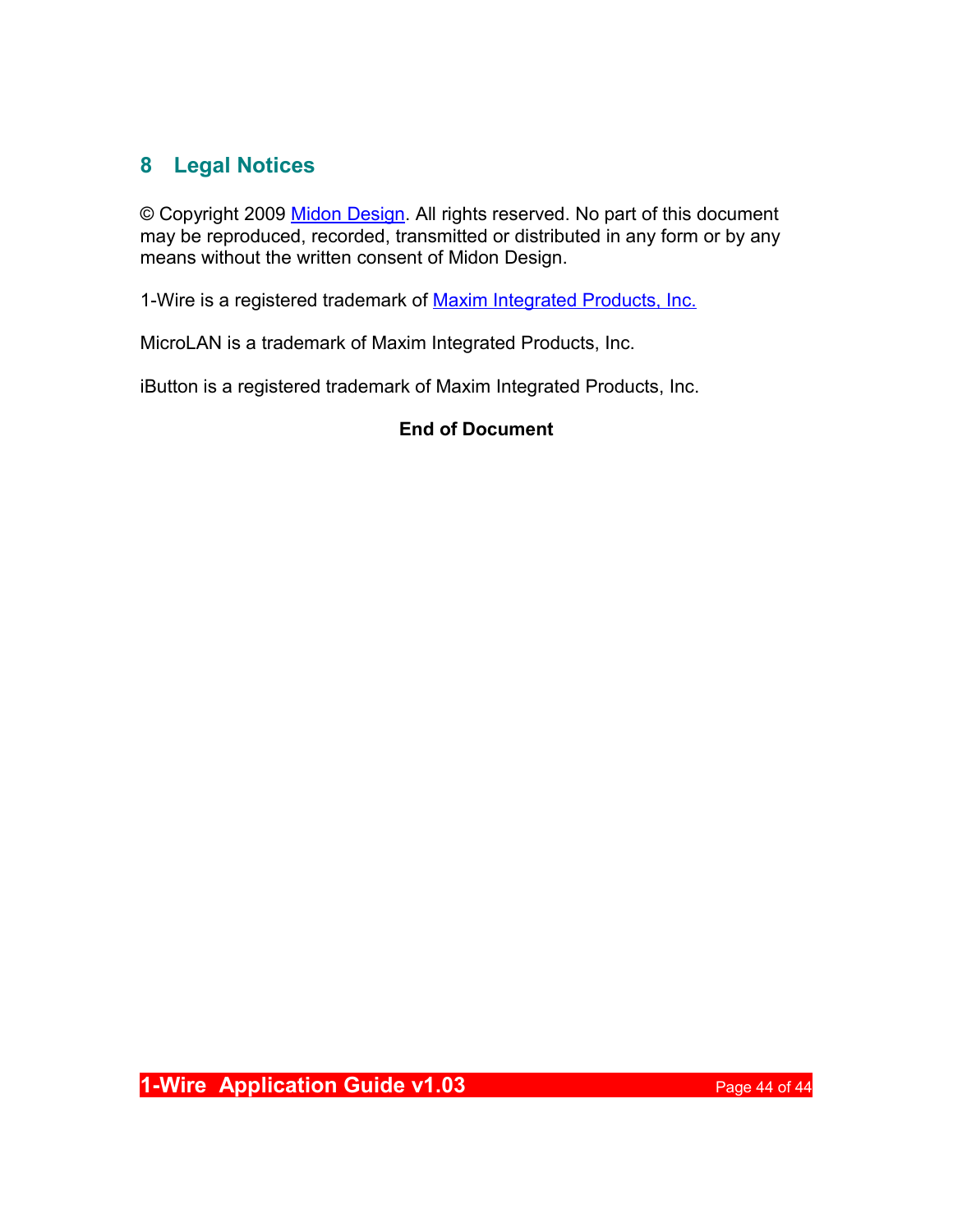## 8 Legal Notices

© Copyright 2009 Midon Design. All rights reserved. No part of this document may be reproduced, recorded, transmitted or distributed in any form or by any means without the written consent of Midon Design.

1-Wire is a registered trademark of Maxim Integrated Products, Inc.

MicroLAN is a trademark of Maxim Integrated Products, Inc.

iButton is a registered trademark of Maxim Integrated Products, Inc.

**End of Document**